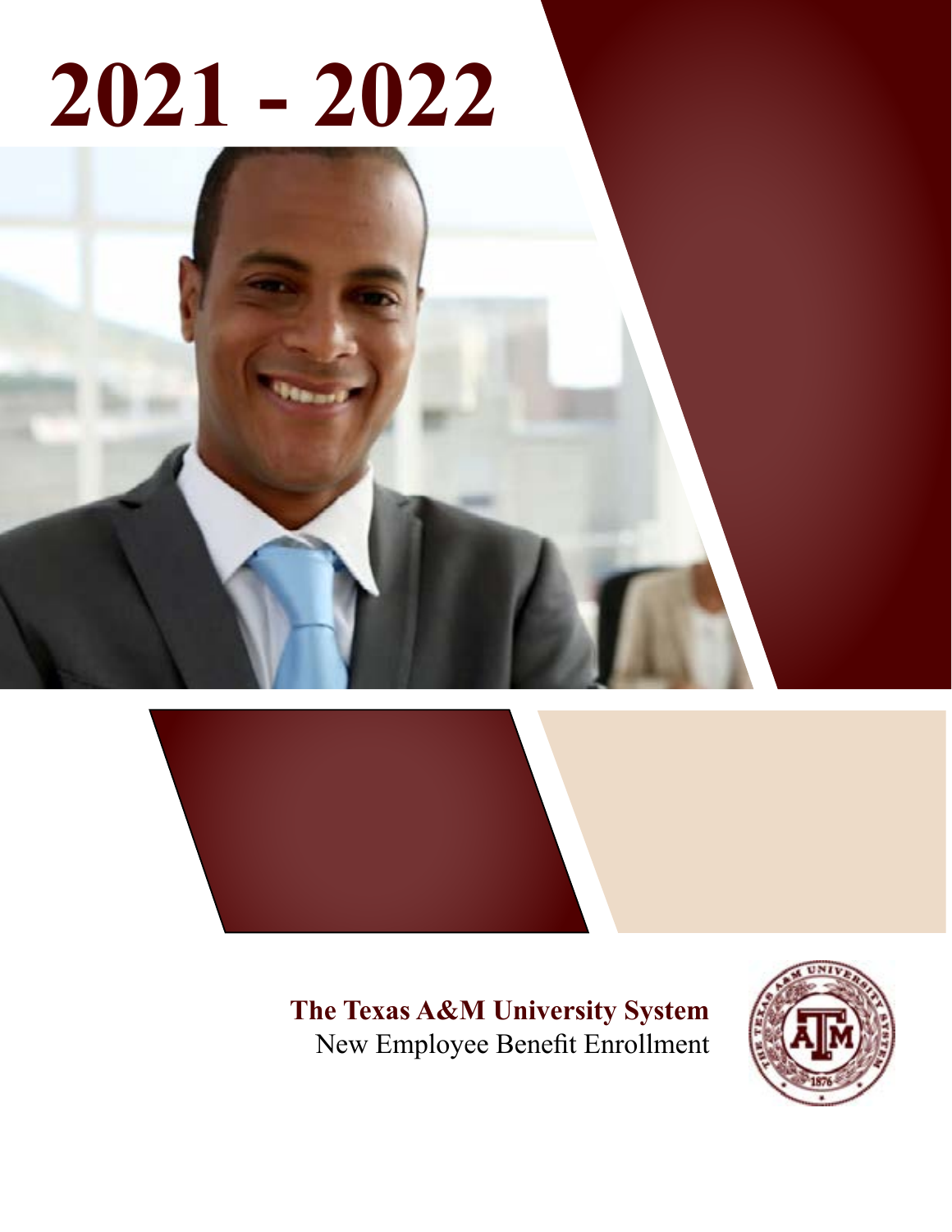# 2021 - 2022

**The Texas A&M University System**
New Employee Benefit Enrollment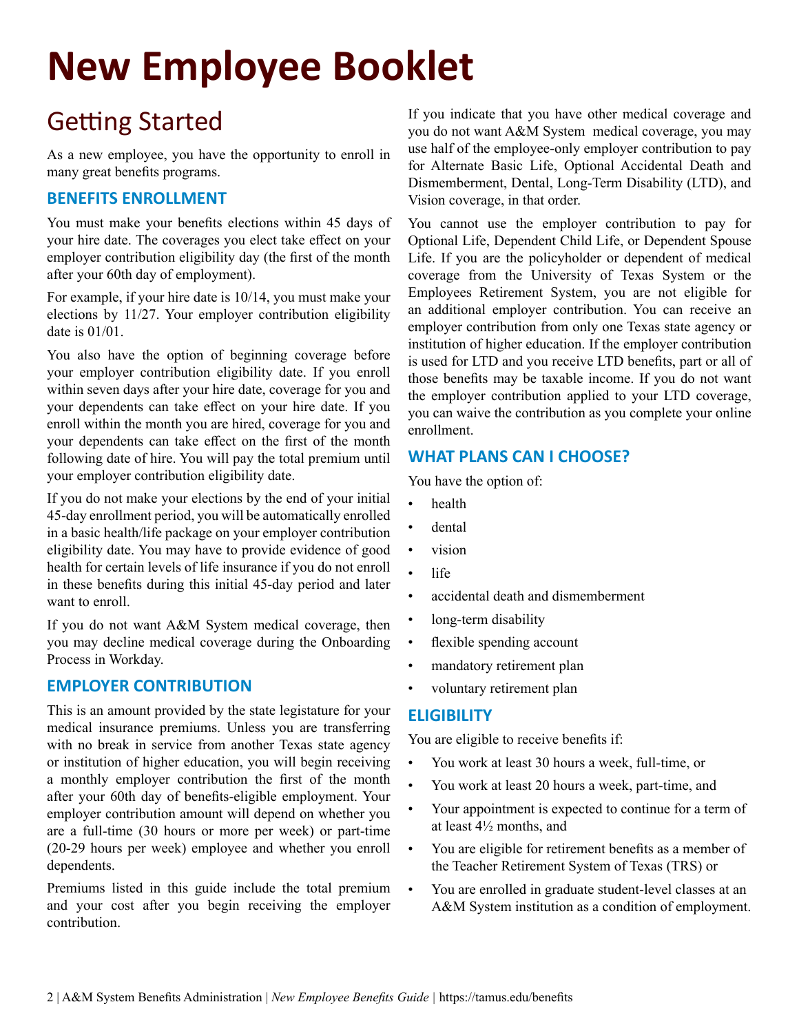# New Employee Booklet

## Getting Started

As a new employee, you have the opportunity to enroll in many great benefits programs.

### BENEFITS ENROLLMENT

You must make your benefits elections within 45 days of your hire date. The coverages you elect take effect on your employer contribution eligibility day (the first of the month after your 60th day of employment).

For example, if your hire date is 10/14, you must make your elections by 11/27. Your employer contribution eligibility date is 01/01.

You also have the option of beginning coverage before your employer contribution eligibility date. If you enroll within seven days after your hire date, coverage for you and your dependents can take effect on your hire date. If you enroll within the month you are hired, coverage for you and your dependents can take effect on the first of the month following date of hire. You will pay the total premium until your employer contribution eligibility date.

If you do not make your elections by the end of your initial 45-day enrollment period, you will be automatically enrolled in a basic health/life package on your employer contribution eligibility date. You may have to provide evidence of good health for certain levels of life insurance if you do not enroll in these benefits during this initial 45-day period and later want to enroll.

If you do not want A&M System medical coverage, then you may decline medical coverage during the Onboarding Process in Workday.

### EMPLOYER CONTRIBUTION

This is an amount provided by the state legislature for your medical insurance premiums. Unless you are transferring with no break in service from another Texas state agency or institution of higher education, you will begin receiving a monthly employer contribution the first of the month after your 60th day of benefits-eligible employment. Your employer contribution amount will depend on whether you are a full-time (30 hours or more per week) or part-time (20-29 hours per week) employee and whether you enroll dependents.

Premiums listed in this guide include the total premium and your cost after you begin receiving the employer contribution.

If you indicate that you have other medical coverage and you do not want A&M System medical coverage, you may use half of the employee-only employer contribution to pay for Alternate Basic Life, Optional Accidental Death and Dismemberment, Dental, Long-Term Disability (LTD), and Vision coverage, in that order.

You cannot use the employer contribution to pay for Optional Life, Dependent Child Life, or Dependent Spouse Life. If you are the policyholder or dependent of medical coverage from the University of Texas System or the Employees Retirement System, you are not eligible for an additional employer contribution. You can receive an employer contribution from only one Texas state agency or institution of higher education. If the employer contribution is used for LTD and you receive LTD benefits, part or all of those benefits may be taxable income. If you do not want the employer contribution applied to your LTD coverage, you can waive the contribution as you complete your online enrollment.

### WHAT PLANS CAN I CHOOSE?

You have the option of:

- health
- dental
- vision
- life
- accidental death and dismemberment
- long-term disability
- flexible spending account
- mandatory retirement plan
- voluntary retirement plan

### ELIGIBILITY

You are eligible to receive benefits if:

- You work at least 30 hours a week, full-time, or
- You work at least 20 hours a week, part-time, and
- Your appointment is expected to continue for a term of at least 4½ months, and
- You are eligible for retirement benefits as a member of the Teacher Retirement System of Texas (TRS) or
- You are enrolled in graduate student-level classes at an A&M System institution as a condition of employment.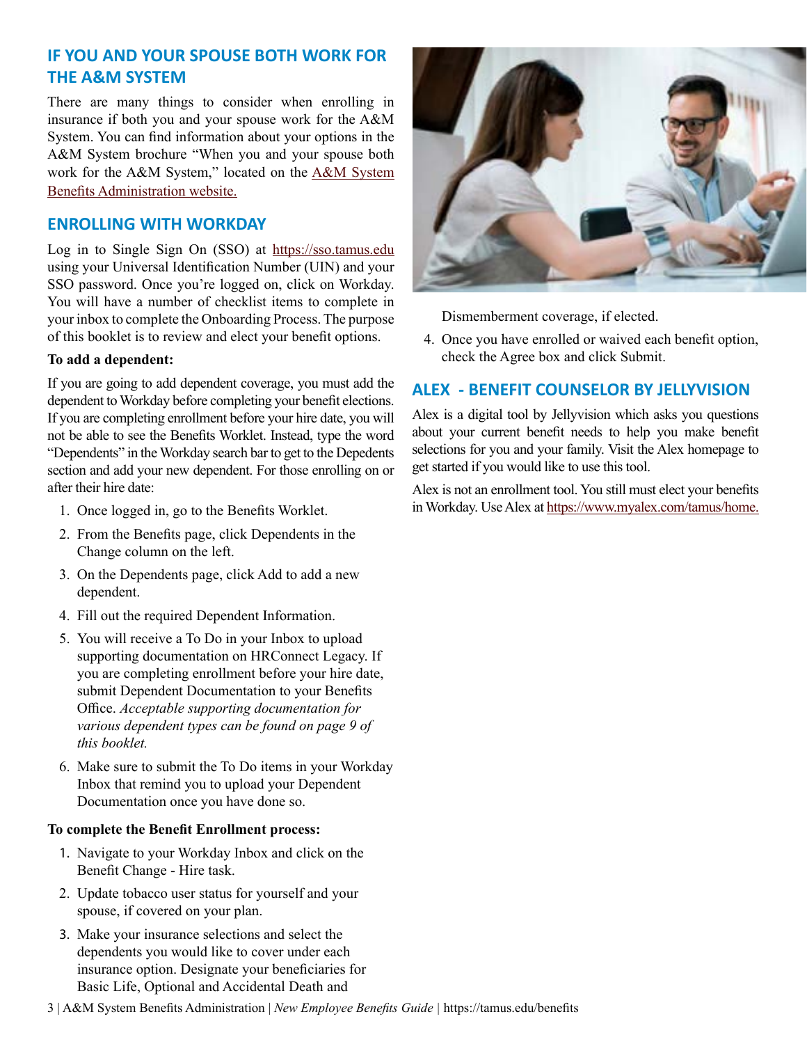## IF YOU AND YOUR SPOUSE BOTH WORK FOR THE A&M SYSTEM

There are many things to consider when enrolling in insurance if both you and your spouse work for the A&M System. You can find information about your options in the A&M System brochure "When you and your spouse both work for the A&M System," located on the [A&M System Benefits Administration website.]()

## ENROLLING WITH WORKDAY

Log in to Single Sign On (SSO) at https://sso.tamus.edu using your Universal Identification Number (UIN) and your SSO password. Once you're logged on, click on Workday. You will have a number of checklist items to complete in your inbox to complete the Onboarding Process. The purpose of this booklet is to review and elect your benefit options.

**To add a dependent:**

If you are going to add dependent coverage, you must add the dependent to Workday before completing your benefit elections. If you are completing enrollment before your hire date, you will not be able to see the Benefits Worklet. Instead, type the word "Dependents" in the Workday search bar to get to the Depedents section and add your new dependent. For those enrolling on or after their hire date:

1. Once logged in, go to the Benefits Worklet.
2. From the Benefits page, click Dependents in the Change column on the left.
3. On the Dependents page, click Add to add a new dependent.
4. Fill out the required Dependent Information.
5. You will receive a To Do in your Inbox to upload supporting documentation on HRConnect Legacy. If you are completing enrollment before your hire date, submit Dependent Documentation to your Benefits Office. *Acceptable supporting documentation for various dependent types can be found on page 9 of this booklet.*
6. Make sure to submit the To Do items in your Workday Inbox that remind you to upload your Dependent Documentation once you have done so.

**To complete the Benefit Enrollment process:**

1. Navigate to your Workday Inbox and click on the Benefit Change - Hire task.
2. Update tobacco user status for yourself and your spouse, if covered on your plan.
3. Make your insurance selections and select the dependents you would like to cover under each insurance option. Designate your beneficiaries for Basic Life, Optional and Accidental Death and Dismemberment coverage, if elected.
4. Once you have enrolled or waived each benefit option, check the Agree box and click Submit.

## ALEX - BENEFIT COUNSELOR BY JELLYVISION

Alex is a digital tool by Jellyvision which asks you questions about your current benefit needs to help you make benefit selections for you and your family. Visit the Alex homepage to get started if you would like to use this tool.

Alex is not an enrollment tool. You still must elect your benefits in Workday. Use Alex at https://www.myalex.com/tamus/home.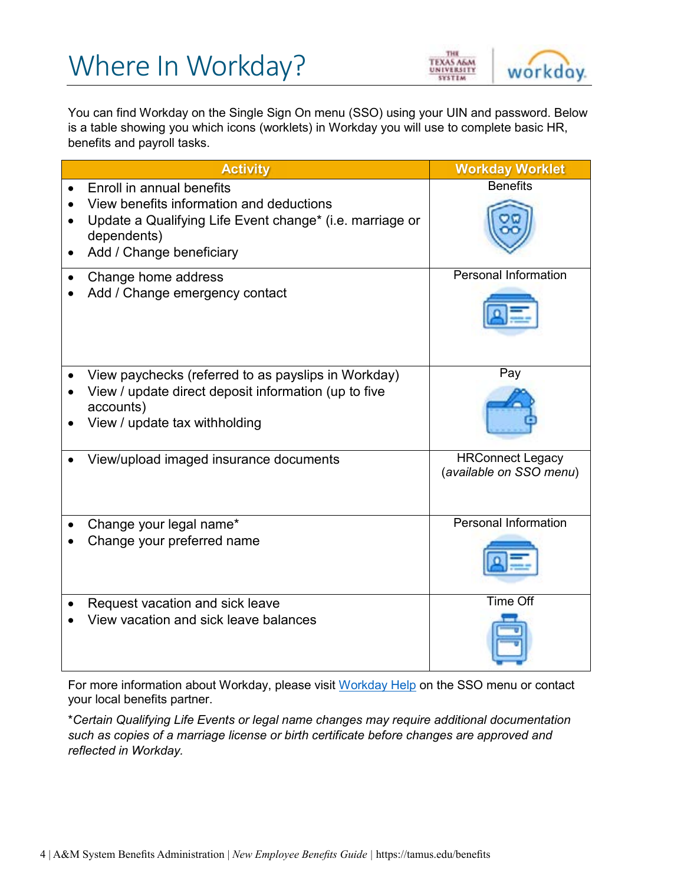# Where In Workday?

You can find Workday on the Single Sign On menu (SSO) using your UIN and password. Below is a table showing you which icons (worklets) in Workday you will use to complete basic HR, benefits and payroll tasks.

| Activity | Workday Worklet |
|---|---|
| • Enroll in annual benefits<br>• View benefits information and deductions<br>• Update a Qualifying Life Event change* (i.e. marriage or dependents)<br>• Add / Change beneficiary | Benefits |
| • Change home address<br>• Add / Change emergency contact | Personal Information |
| • View paychecks (referred to as payslips in Workday)<br>• View / update direct deposit information (up to five accounts)<br>• View / update tax withholding | Pay |
| • View/upload imaged insurance documents | HRConnect Legacy (*available on SSO menu*) |
| • Change your legal name*<br>• Change your preferred name | Personal Information |
| • Request vacation and sick leave<br>• View vacation and sick leave balances | Time Off |

For more information about Workday, please visit Workday Help on the SSO menu or contact your local benefits partner.

*\*Certain Qualifying Life Events or legal name changes may require additional documentation such as copies of a marriage license or birth certificate before changes are approved and reflected in Workday.*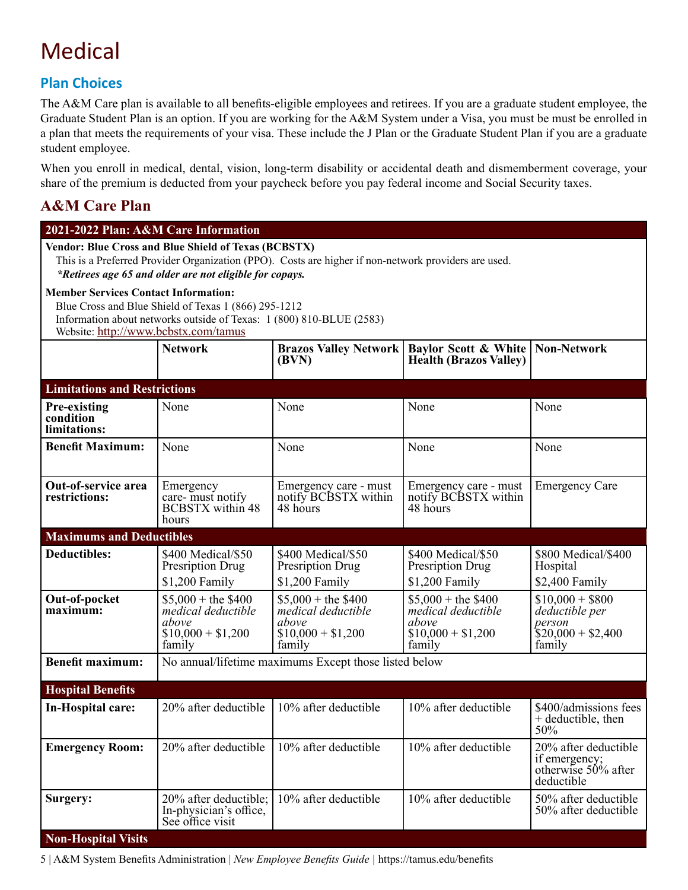# Medical

## Plan Choices

The A&M Care plan is available to all benefits-eligible employees and retirees. If you are a graduate student employee, the Graduate Student Plan is an option. If you are working for the A&M System under a Visa, you must be must be enrolled in a plan that meets the requirements of your visa. These include the J Plan or the Graduate Student Plan if you are a graduate student employee.

When you enroll in medical, dental, vision, long-term disability or accidental death and dismemberment coverage, your share of the premium is deducted from your paycheck before you pay federal income and Social Security taxes.

## A&M Care Plan

| **2021-2022 Plan: A&M Care Information** | | | | |
|---|---|---|---|---|
| **Vendor: Blue Cross and Blue Shield of Texas (BCBSTX)**<br>This is a Preferred Provider Organization (PPO). Costs are higher if non-network providers are used.<br>***Retirees age 65 and older are not eligible for copays.***<br><br>**Member Services Contact Information:**<br>Blue Cross and Blue Shield of Texas 1 (866) 295-1212<br>Information about networks outside of Texas: 1 (800) 810-BLUE (2583)<br>Website: http://www.bcbstx.com/tamus | | | | |
| | **Network** | **Brazos Valley Network (BVN)** | **Baylor Scott & White Health (Brazos Valley)** | **Non-Network** |
| **Limitations and Restrictions** | | | | |
| **Pre-existing condition limitations:** | None | None | None | None |
| **Benefit Maximum:** | None | None | None | None |
| **Out-of-service area restrictions:** | Emergency care- must notify BCBSTX within 48 hours | Emergency care - must notify BCBSTX within 48 hours | Emergency care - must notify BCBSTX within 48 hours | Emergency Care |
| **Maximums and Deductibles** | | | | |
| **Deductibles:** | $400 Medical/$50 Presription Drug<br>$1,200 Family | $400 Medical/$50 Presription Drug<br>$1,200 Family | $400 Medical/$50 Presription Drug<br>$1,200 Family | $800 Medical/$400 Hospital<br>$2,400 Family |
| **Out-of-pocket maximum:** | $5,000 + the $400 *medical deductible above*<br>$10,000 + $1,200 family | $5,000 + the $400 *medical deductible above*<br>$10,000 + $1,200 family | $5,000 + the $400 *medical deductible above*<br>$10,000 + $1,200 family | $10,000 + $800 *deductible per person*<br>$20,000 + $2,400 family |
| **Benefit maximum:** | No annual/lifetime maximums Except those listed below | | | |
| **Hospital Benefits** | | | | |
| **In-Hospital care:** | 20% after deductible | 10% after deductible | 10% after deductible | $400/admissions fees + deductible, then 50% |
| **Emergency Room:** | 20% after deductible | 10% after deductible | 10% after deductible | 20% after deductible if emergency; otherwise 50% after deductible |
| **Surgery:** | 20% after deductible; In-physician's office, See office visit | 10% after deductible | 10% after deductible | 50% after deductible 50% after deductible |
| **Non-Hospital Visits** | | | | |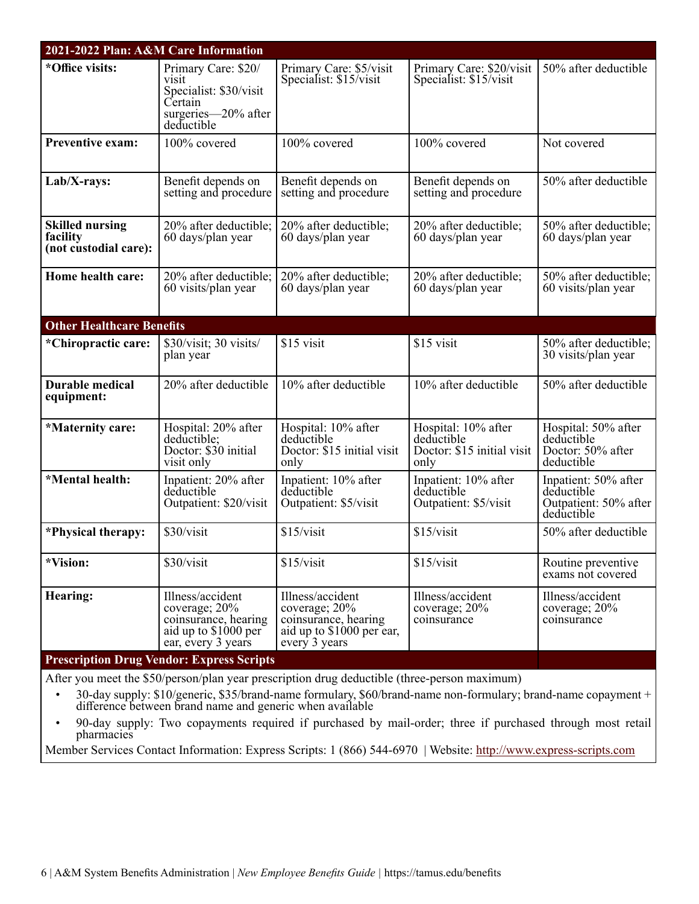| 2021-2022 Plan: A&M Care Information | | | | |
|---|---|---|---|---|
| ***Office visits:** | Primary Care: $20/visit<br>Specialist: $30/visit<br>Certain surgeries—20% after deductible | Primary Care: $5/visit<br>Specialist: $15/visit | Primary Care: $20/visit<br>Specialist: $15/visit | 50% after deductible |
| **Preventive exam:** | 100% covered | 100% covered | 100% covered | Not covered |
| **Lab/X-rays:** | Benefit depends on setting and procedure | Benefit depends on setting and procedure | Benefit depends on setting and procedure | 50% after deductible |
| **Skilled nursing facility (not custodial care):** | 20% after deductible; 60 days/plan year | 20% after deductible; 60 days/plan year | 20% after deductible; 60 days/plan year | 50% after deductible; 60 days/plan year |
| **Home health care:** | 20% after deductible; 60 visits/plan year | 20% after deductible; 60 days/plan year | 20% after deductible; 60 days/plan year | 50% after deductible; 60 visits/plan year |
| **Other Healthcare Benefits** | | | | |
| ***Chiropractic care:** | $30/visit; 30 visits/plan year | $15 visit | $15 visit | 50% after deductible; 30 visits/plan year |
| **Durable medical equipment:** | 20% after deductible | 10% after deductible | 10% after deductible | 50% after deductible |
| ***Maternity care:** | Hospital: 20% after deductible;<br>Doctor: $30 initial visit only | Hospital: 10% after deductible<br>Doctor: $15 initial visit only | Hospital: 10% after deductible<br>Doctor: $15 initial visit only | Hospital: 50% after deductible<br>Doctor: 50% after deductible |
| ***Mental health:** | Inpatient: 20% after deductible<br>Outpatient: $20/visit | Inpatient: 10% after deductible<br>Outpatient: $5/visit | Inpatient: 10% after deductible<br>Outpatient: $5/visit | Inpatient: 50% after deductible<br>Outpatient: 50% after deductible |
| ***Physical therapy:** | $30/visit | $15/visit | $15/visit | 50% after deductible |
| ***Vision:** | $30/visit | $15/visit | $15/visit | Routine preventive exams not covered |
| **Hearing:** | Illness/accident coverage; 20% coinsurance, hearing aid up to $1000 per ear, every 3 years | Illness/accident coverage; 20% coinsurance, hearing aid up to $1000 per ear, every 3 years | Illness/accident coverage; 20% coinsurance | Illness/accident coverage; 20% coinsurance |

**Prescription Drug Vendor: Express Scripts**

After you meet the $50/person/plan year prescription drug deductible (three-person maximum)

- 30-day supply: $10/generic, $35/brand-name formulary, $60/brand-name non-formulary; brand-name copayment + difference between brand name and generic when available
- 90-day supply: Two copayments required if purchased by mail-order; three if purchased through most retail pharmacies

Member Services Contact Information: Express Scripts: 1 (866) 544-6970 | Website: http://www.express-scripts.com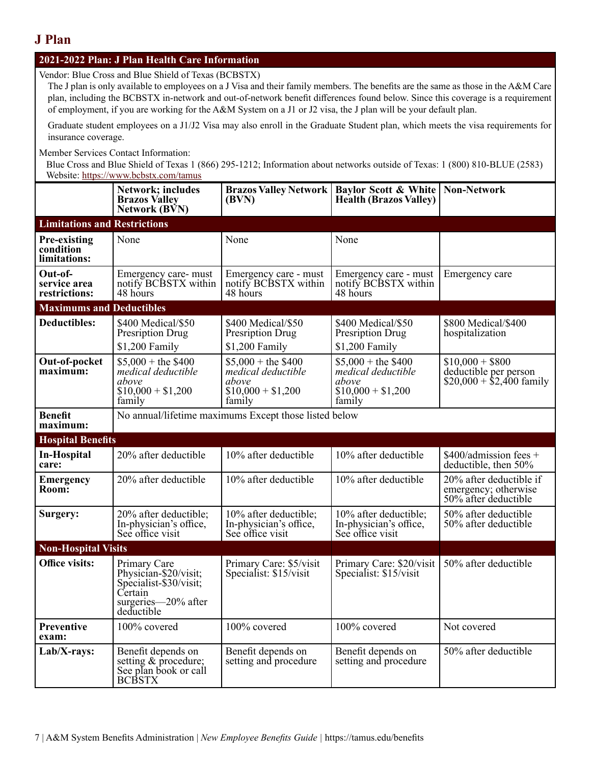# J Plan

## 2021-2022 Plan: J Plan Health Care Information

Vendor: Blue Cross and Blue Shield of Texas (BCBSTX)

The J plan is only available to employees on a J Visa and their family members. The benefits are the same as those in the A&M Care plan, including the BCBSTX in-network and out-of-network benefit differences found below. Since this coverage is a requirement of employment, if you are working for the A&M System on a J1 or J2 visa, the J plan will be your default plan.

Graduate student employees on a J1/J2 Visa may also enroll in the Graduate Student plan, which meets the visa requirements for insurance coverage.

Member Services Contact Information:

Blue Cross and Blue Shield of Texas 1 (866) 295-1212; Information about networks outside of Texas: 1 (800) 810-BLUE (2583)
Website: https://www.bcbstx.com/tamus

| | Network; includes Brazos Valley Network (BVN) | Brazos Valley Network (BVN) | Baylor Scott & White Health (Brazos Valley) | Non-Network |
|---|---|---|---|---|
| **Limitations and Restrictions** | | | | |
| **Pre-existing condition limitations:** | None | None | None | |
| **Out-of-service area restrictions:** | Emergency care- must notify BCBSTX within 48 hours | Emergency care - must notify BCBSTX within 48 hours | Emergency care - must notify BCBSTX within 48 hours | Emergency care |
| **Maximums and Deductibles** | | | | |
| **Deductibles:** | $400 Medical/$50 Presription Drug<br>$1,200 Family | $400 Medical/$50 Presription Drug<br>$1,200 Family | $400 Medical/$50 Presription Drug<br>$1,200 Family | $800 Medical/$400 hospitalization |
| **Out-of-pocket maximum:** | $5,000 + the $400 *medical deductible above*<br>$10,000 + $1,200 family | $5,000 + the $400 *medical deductible above*<br>$10,000 + $1,200 family | $5,000 + the $400 *medical deductible above*<br>$10,000 + $1,200 family | $10,000 + $800 deductible per person<br>$20,000 + $2,400 family |
| **Benefit maximum:** | No annual/lifetime maximums Except those listed below | | | |
| **Hospital Benefits** | | | | |
| **In-Hospital care:** | 20% after deductible | 10% after deductible | 10% after deductible | $400/admission fees + deductible, then 50% |
| **Emergency Room:** | 20% after deductible | 10% after deductible | 10% after deductible | 20% after deductible if emergency; otherwise 50% after deductible |
| **Surgery:** | 20% after deductible; In-physician's office, See office visit | 10% after deductible; In-physician's office, See office visit | 10% after deductible; In-physician's office, See office visit | 50% after deductible<br>50% after deductible |
| **Non-Hospital Visits** | | | | |
| **Office visits:** | Primary Care Physician-$20/visit; Specialist-$30/visit; Certain surgeries—20% after deductible | Primary Care: $5/visit<br>Specialist: $15/visit | Primary Care: $20/visit<br>Specialist: $15/visit | 50% after deductible |
| **Preventive exam:** | 100% covered | 100% covered | 100% covered | Not covered |
| **Lab/X-rays:** | Benefit depends on setting & procedure; See plan book or call BCBSTX | Benefit depends on setting and procedure | Benefit depends on setting and procedure | 50% after deductible |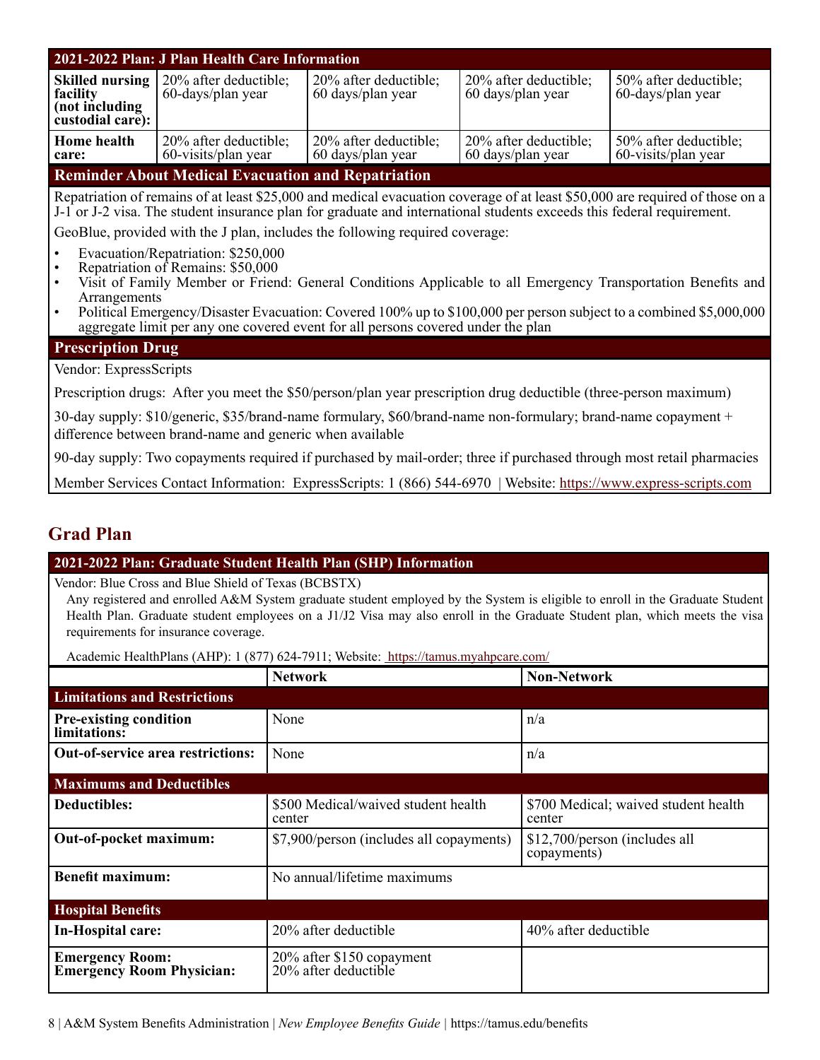| 2021-2022 Plan: J Plan Health Care Information | | | | |
|---|---|---|---|---|
| **Skilled nursing facility (not including custodial care):** | 20% after deductible; 60-days/plan year | 20% after deductible; 60 days/plan year | 20% after deductible; 60 days/plan year | 50% after deductible; 60-days/plan year |
| **Home health care:** | 20% after deductible; 60-visits/plan year | 20% after deductible; 60 days/plan year | 20% after deductible; 60 days/plan year | 50% after deductible; 60-visits/plan year |

**Reminder About Medical Evacuation and Repatriation**

Repatriation of remains of at least $25,000 and medical evacuation coverage of at least $50,000 are required of those on a J-1 or J-2 visa. The student insurance plan for graduate and international students exceeds this federal requirement.

GeoBlue, provided with the J plan, includes the following required coverage:

- Evacuation/Repatriation: $250,000
- Repatriation of Remains: $50,000
- Visit of Family Member or Friend: General Conditions Applicable to all Emergency Transportation Benefits and Arrangements
- Political Emergency/Disaster Evacuation: Covered 100% up to $100,000 per person subject to a combined $5,000,000 aggregate limit per any one covered event for all persons covered under the plan

**Prescription Drug**

Vendor: ExpressScripts

Prescription drugs: After you meet the $50/person/plan year prescription drug deductible (three-person maximum)

30-day supply: $10/generic, $35/brand-name formulary, $60/brand-name non-formulary; brand-name copayment + difference between brand-name and generic when available

90-day supply: Two copayments required if purchased by mail-order; three if purchased through most retail pharmacies

Member Services Contact Information: ExpressScripts: 1 (866) 544-6970 | Website: https://www.express-scripts.com

## Grad Plan

**2021-2022 Plan: Graduate Student Health Plan (SHP) Information**

Vendor: Blue Cross and Blue Shield of Texas (BCBSTX)

Any registered and enrolled A&M System graduate student employed by the System is eligible to enroll in the Graduate Student Health Plan. Graduate student employees on a J1/J2 Visa may also enroll in the Graduate Student plan, which meets the visa requirements for insurance coverage.

Academic HealthPlans (AHP): 1 (877) 624-7911; Website: https://tamus.myahpcare.com/

| | Network | Non-Network |
|---|---|---|
| **Limitations and Restrictions** | | |
| **Pre-existing condition limitations:** | None | n/a |
| **Out-of-service area restrictions:** | None | n/a |
| **Maximums and Deductibles** | | |
| **Deductibles:** | $500 Medical/waived student health center | $700 Medical; waived student health center |
| **Out-of-pocket maximum:** | $7,900/person (includes all copayments) | $12,700/person (includes all copayments) |
| **Benefit maximum:** | No annual/lifetime maximums | |
| **Hospital Benefits** | | |
| **In-Hospital care:** | 20% after deductible | 40% after deductible |
| **Emergency Room:**<br>**Emergency Room Physician:** | 20% after $150 copayment<br>20% after deductible | |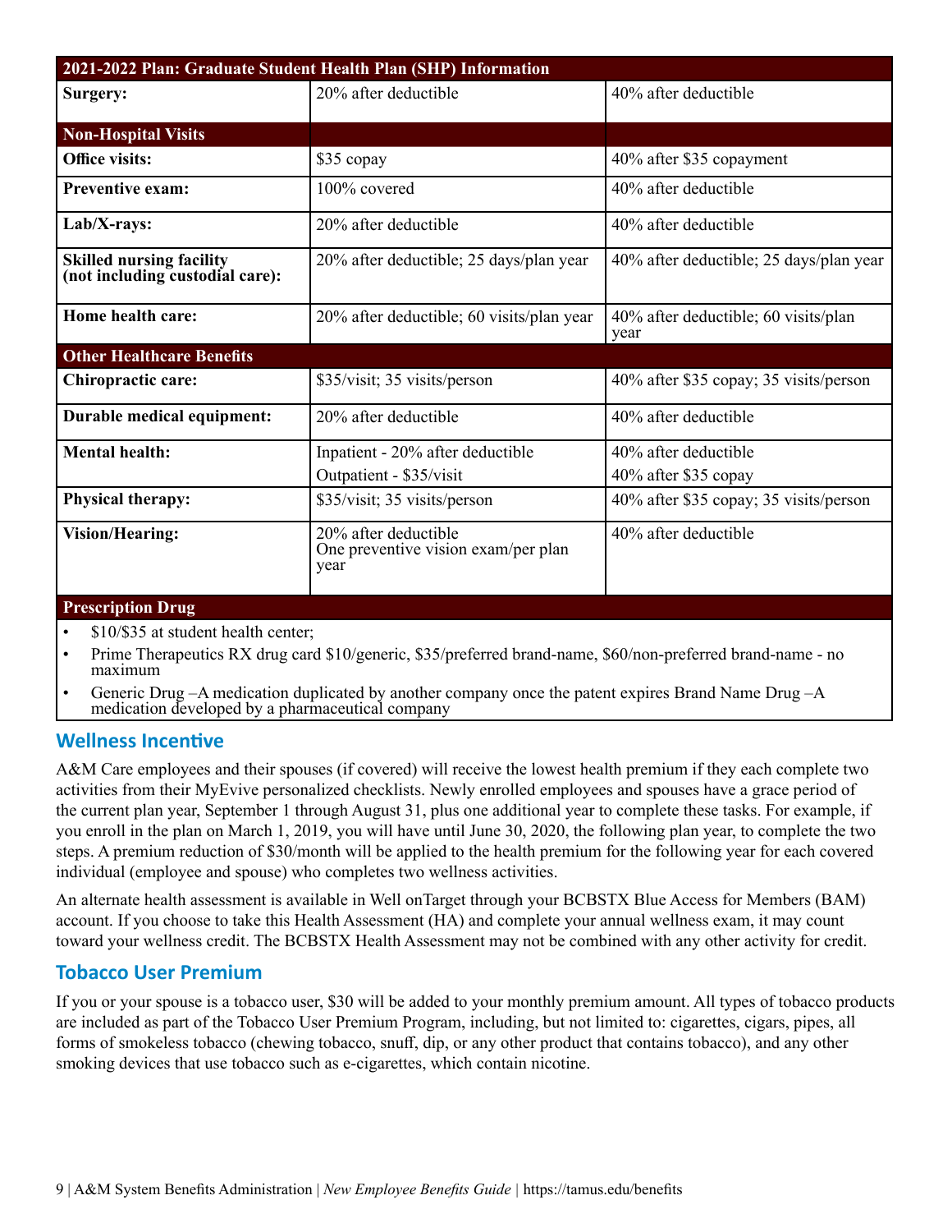| 2021-2022 Plan: Graduate Student Health Plan (SHP) Information | | |
|---|---|---|
| **Surgery:** | 20% after deductible | 40% after deductible |
| **Non-Hospital Visits** | | |
| **Office visits:** | $35 copay | 40% after $35 copayment |
| **Preventive exam:** | 100% covered | 40% after deductible |
| **Lab/X-rays:** | 20% after deductible | 40% after deductible |
| **Skilled nursing facility (not including custodial care):** | 20% after deductible; 25 days/plan year | 40% after deductible; 25 days/plan year |
| **Home health care:** | 20% after deductible; 60 visits/plan year | 40% after deductible; 60 visits/plan year |
| **Other Healthcare Benefits** | | |
| **Chiropractic care:** | $35/visit; 35 visits/person | 40% after $35 copay; 35 visits/person |
| **Durable medical equipment:** | 20% after deductible | 40% after deductible |
| **Mental health:** | Inpatient - 20% after deductible<br>Outpatient - $35/visit | 40% after deductible<br>40% after $35 copay |
| **Physical therapy:** | $35/visit; 35 visits/person | 40% after $35 copay; 35 visits/person |
| **Vision/Hearing:** | 20% after deductible<br>One preventive vision exam/per plan year | 40% after deductible |
| **Prescription Drug** | | |

- $10/$35 at student health center;
- Prime Therapeutics RX drug card $10/generic, $35/preferred brand-name, $60/non-preferred brand-name - no maximum
- Generic Drug –A medication duplicated by another company once the patent expires Brand Name Drug –A medication developed by a pharmaceutical company

## Wellness Incentive

A&M Care employees and their spouses (if covered) will receive the lowest health premium if they each complete two activities from their MyEvive personalized checklists. Newly enrolled employees and spouses have a grace period of the current plan year, September 1 through August 31, plus one additional year to complete these tasks. For example, if you enroll in the plan on March 1, 2019, you will have until June 30, 2020, the following plan year, to complete the two steps. A premium reduction of $30/month will be applied to the health premium for the following year for each covered individual (employee and spouse) who completes two wellness activities.

An alternate health assessment is available in Well onTarget through your BCBSTX Blue Access for Members (BAM) account. If you choose to take this Health Assessment (HA) and complete your annual wellness exam, it may count toward your wellness credit. The BCBSTX Health Assessment may not be combined with any other activity for credit.

## Tobacco User Premium

If you or your spouse is a tobacco user, $30 will be added to your monthly premium amount. All types of tobacco products are included as part of the Tobacco User Premium Program, including, but not limited to: cigarettes, cigars, pipes, all forms of smokeless tobacco (chewing tobacco, snuff, dip, or any other product that contains tobacco), and any other smoking devices that use tobacco such as e-cigarettes, which contain nicotine.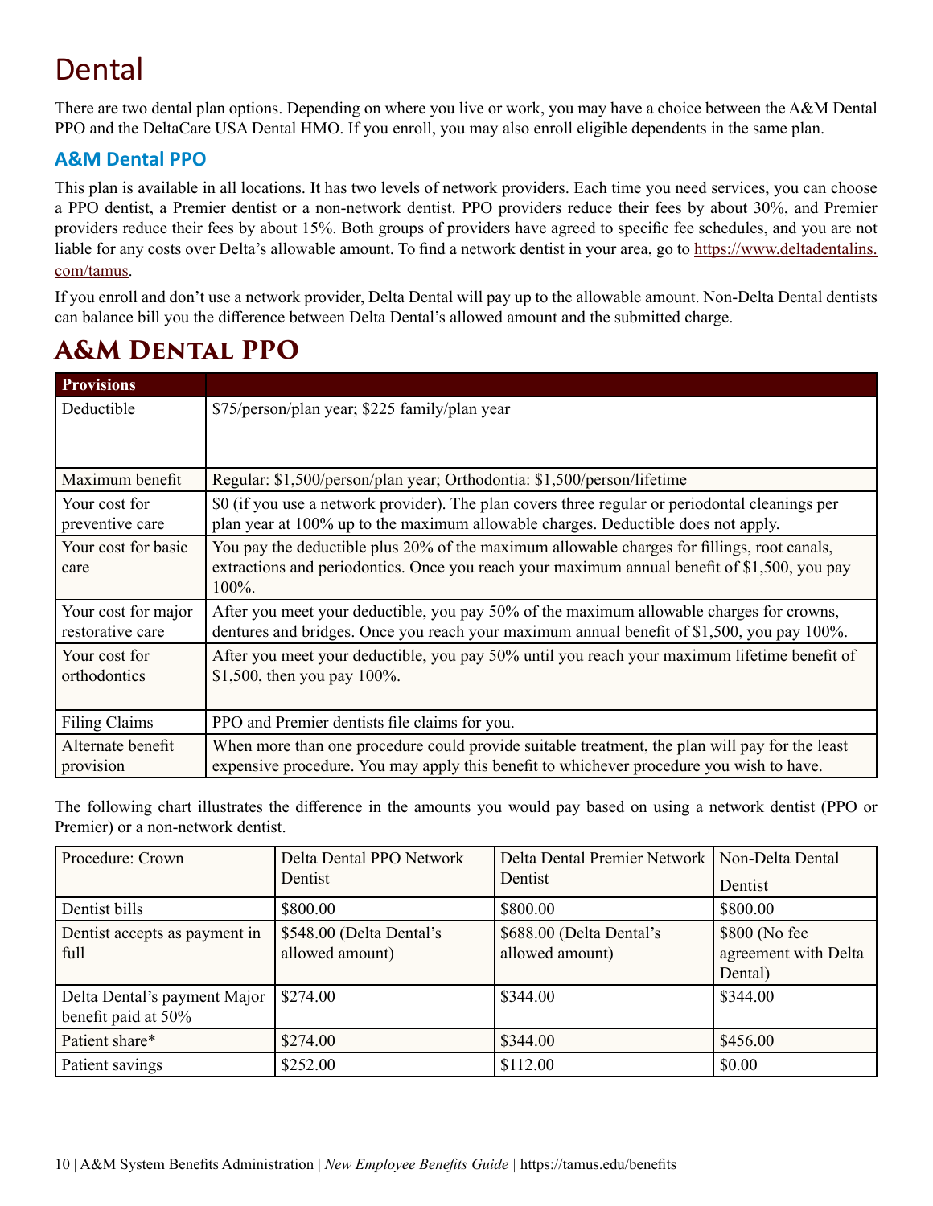# Dental

There are two dental plan options. Depending on where you live or work, you may have a choice between the A&M Dental PPO and the DeltaCare USA Dental HMO. If you enroll, you may also enroll eligible dependents in the same plan.

## A&M Dental PPO

This plan is available in all locations. It has two levels of network providers. Each time you need services, you can choose a PPO dentist, a Premier dentist or a non-network dentist. PPO providers reduce their fees by about 30%, and Premier providers reduce their fees by about 15%. Both groups of providers have agreed to specific fee schedules, and you are not liable for any costs over Delta's allowable amount. To find a network dentist in your area, go to https://www.deltadentalins.com/tamus.

If you enroll and don't use a network provider, Delta Dental will pay up to the allowable amount. Non-Delta Dental dentists can balance bill you the difference between Delta Dental's allowed amount and the submitted charge.

## A&M Dental PPO

| Provisions | |
|---|---|
| Deductible | $75/person/plan year; $225 family/plan year |
| Maximum benefit | Regular: $1,500/person/plan year; Orthodontia: $1,500/person/lifetime |
| Your cost for preventive care | $0 (if you use a network provider). The plan covers three regular or periodontal cleanings per plan year at 100% up to the maximum allowable charges. Deductible does not apply. |
| Your cost for basic care | You pay the deductible plus 20% of the maximum allowable charges for fillings, root canals, extractions and periodontics. Once you reach your maximum annual benefit of $1,500, you pay 100%. |
| Your cost for major restorative care | After you meet your deductible, you pay 50% of the maximum allowable charges for crowns, dentures and bridges. Once you reach your maximum annual benefit of $1,500, you pay 100%. |
| Your cost for orthodontics | After you meet your deductible, you pay 50% until you reach your maximum lifetime benefit of $1,500, then you pay 100%. |
| Filing Claims | PPO and Premier dentists file claims for you. |
| Alternate benefit provision | When more than one procedure could provide suitable treatment, the plan will pay for the least expensive procedure. You may apply this benefit to whichever procedure you wish to have. |

The following chart illustrates the difference in the amounts you would pay based on using a network dentist (PPO or Premier) or a non-network dentist.

| Procedure: Crown | Delta Dental PPO Network Dentist | Delta Dental Premier Network Dentist | Non-Delta Dental Dentist |
|---|---|---|---|
| Dentist bills | $800.00 | $800.00 | $800.00 |
| Dentist accepts as payment in full | $548.00 (Delta Dental's allowed amount) | $688.00 (Delta Dental's allowed amount) | $800 (No fee agreement with Delta Dental) |
| Delta Dental's payment Major benefit paid at 50% | $274.00 | $344.00 | $344.00 |
| Patient share* | $274.00 | $344.00 | $456.00 |
| Patient savings | $252.00 | $112.00 | $0.00 |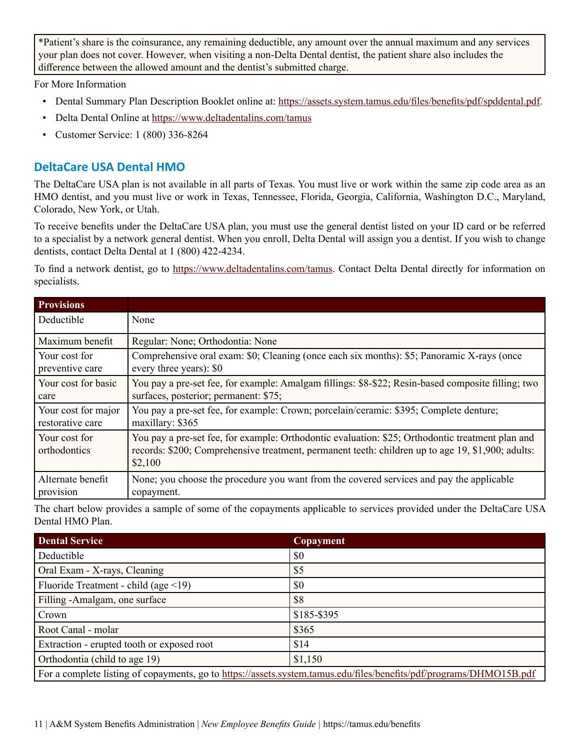*Patient's share is the coinsurance, any remaining deductible, any amount over the annual maximum and any services your plan does not cover. However, when visiting a non-Delta Dental dentist, the patient share also includes the difference between the allowed amount and the dentist's submitted charge.

For More Information

- Dental Summary Plan Description Booklet online at: https://assets.system.tamus.edu/files/benefits/pdf/spddental.pdf.
- Delta Dental Online at https://www.deltadentalins.com/tamus
- Customer Service: 1 (800) 336-8264

## DeltaCare USA Dental HMO

The DeltaCare USA plan is not available in all parts of Texas. You must live or work within the same zip code area as an HMO dentist, and you must live or work in Texas, Tennessee, Florida, Georgia, California, Washington D.C., Maryland, Colorado, New York, or Utah.

To receive benefits under the DeltaCare USA plan, you must use the general dentist listed on your ID card or be referred to a specialist by a network general dentist. When you enroll, Delta Dental will assign you a dentist. If you wish to change dentists, contact Delta Dental at 1 (800) 422-4234.

To find a network dentist, go to https://www.deltadentalins.com/tamus. Contact Delta Dental directly for information on specialists.

| Provisions | |
|---|---|
| Deductible | None |
| Maximum benefit | Regular: None; Orthodontia: None |
| Your cost for preventive care | Comprehensive oral exam: $0; Cleaning (once each six months): $5; Panoramic X-rays (once every three years): $0 |
| Your cost for basic care | You pay a pre-set fee, for example: Amalgam fillings: $8-$22; Resin-based composite filling; two surfaces, posterior; permanent: $75; |
| Your cost for major restorative care | You pay a pre-set fee, for example: Crown; porcelain/ceramic: $395; Complete denture; maxillary: $365 |
| Your cost for orthodontics | You pay a pre-set fee, for example: Orthodontic evaluation: $25; Orthodontic treatment plan and records: $200; Comprehensive treatment, permanent teeth: children up to age 19, $1,900; adults: $2,100 |
| Alternate benefit provision | None; you choose the procedure you want from the covered services and pay the applicable copayment. |

The chart below provides a sample of some of the copayments applicable to services provided under the DeltaCare USA Dental HMO Plan.

| Dental Service | Copayment |
|---|---|
| Deductible | $0 |
| Oral Exam - X-rays, Cleaning | $5 |
| Fluoride Treatment - child (age <19) | $0 |
| Filling -Amalgam, one surface | $8 |
| Crown | $185-$395 |
| Root Canal - molar | $365 |
| Extraction - erupted tooth or exposed root | $14 |
| Orthodontia (child to age 19) | $1,150 |
| For a complete listing of copayments, go to https://assets.system.tamus.edu/files/benefits/pdf/programs/DHMO15B.pdf | |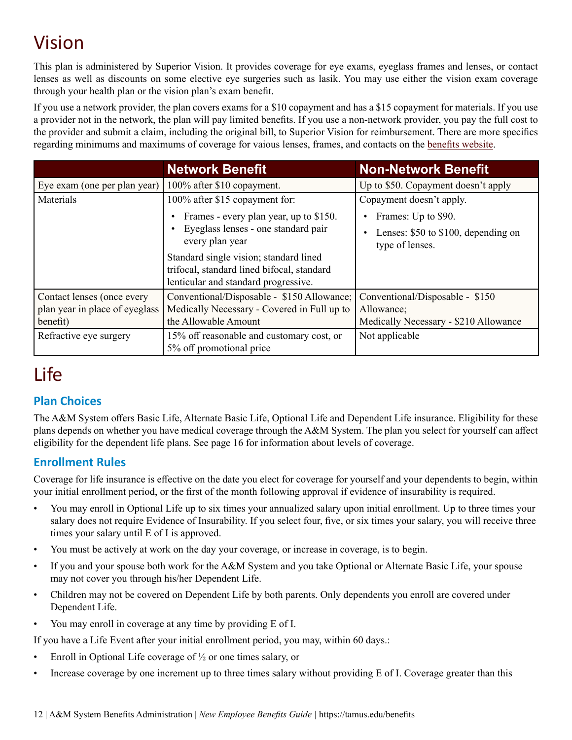# Vision

This plan is administered by Superior Vision. It provides coverage for eye exams, eyeglass frames and lenses, or contact lenses as well as discounts on some elective eye surgeries such as lasik. You may use either the vision exam coverage through your health plan or the vision plan's exam benefit.

If you use a network provider, the plan covers exams for a $10 copayment and has a $15 copayment for materials. If you use a provider not in the network, the plan will pay limited benefits. If you use a non-network provider, you pay the full cost to the provider and submit a claim, including the original bill, to Superior Vision for reimbursement. There are more specifics regarding minimums and maximums of coverage for vaious lenses, frames, and contacts on the benefits website.

| | Network Benefit | Non-Network Benefit |
|---|---|---|
| Eye exam (one per plan year) | 100% after $10 copayment. | Up to $50. Copayment doesn't apply |
| Materials | 100% after $15 copayment for:<br>• Frames - every plan year, up to $150.<br>• Eyeglass lenses - one standard pair every plan year<br>Standard single vision; standard lined trifocal, standard lined bifocal, standard lenticular and standard progressive. | Copayment doesn't apply.<br>• Frames: Up to $90.<br>• Lenses: $50 to $100, depending on type of lenses. |
| Contact lenses (once every plan year in place of eyeglass benefit) | Conventional/Disposable - $150 Allowance; Medically Necessary - Covered in Full up to the Allowable Amount | Conventional/Disposable - $150 Allowance;<br>Medically Necessary - $210 Allowance |
| Refractive eye surgery | 15% off reasonable and customary cost, or 5% off promotional price | Not applicable |

# Life

## Plan Choices

The A&M System offers Basic Life, Alternate Basic Life, Optional Life and Dependent Life insurance. Eligibility for these plans depends on whether you have medical coverage through the A&M System. The plan you select for yourself can affect eligibility for the dependent life plans. See page 16 for information about levels of coverage.

## Enrollment Rules

Coverage for life insurance is effective on the date you elect for coverage for yourself and your dependents to begin, within your initial enrollment period, or the first of the month following approval if evidence of insurability is required.

- You may enroll in Optional Life up to six times your annualized salary upon initial enrollment. Up to three times your salary does not require Evidence of Insurability. If you select four, five, or six times your salary, you will receive three times your salary until E of I is approved.
- You must be actively at work on the day your coverage, or increase in coverage, is to begin.
- If you and your spouse both work for the A&M System and you take Optional or Alternate Basic Life, your spouse may not cover you through his/her Dependent Life.
- Children may not be covered on Dependent Life by both parents. Only dependents you enroll are covered under Dependent Life.
- You may enroll in coverage at any time by providing E of I.

If you have a Life Event after your initial enrollment period, you may, within 60 days.:

- Enroll in Optional Life coverage of ½ or one times salary, or
- Increase coverage by one increment up to three times salary without providing E of I. Coverage greater than this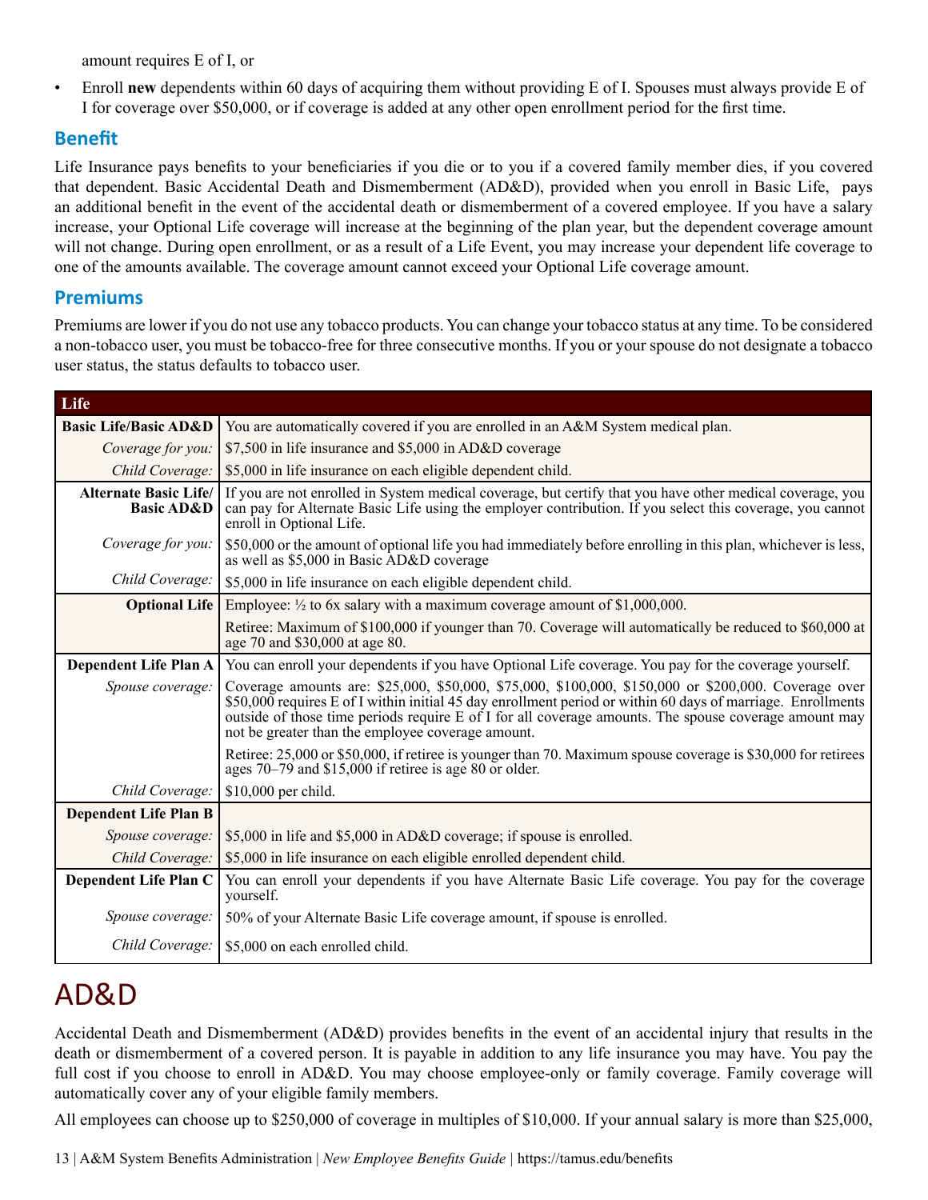amount requires E of I, or

- Enroll **new** dependents within 60 days of acquiring them without providing E of I. Spouses must always provide E of I for coverage over $50,000, or if coverage is added at any other open enrollment period for the first time.

## Benefit

Life Insurance pays benefits to your beneficiaries if you die or to you if a covered family member dies, if you covered that dependent. Basic Accidental Death and Dismemberment (AD&D), provided when you enroll in Basic Life, pays an additional benefit in the event of the accidental death or dismemberment of a covered employee. If you have a salary increase, your Optional Life coverage will increase at the beginning of the plan year, but the dependent coverage amount will not change. During open enrollment, or as a result of a Life Event, you may increase your dependent life coverage to one of the amounts available. The coverage amount cannot exceed your Optional Life coverage amount.

## Premiums

Premiums are lower if you do not use any tobacco products. You can change your tobacco status at any time. To be considered a non-tobacco user, you must be tobacco-free for three consecutive months. If you or your spouse do not designate a tobacco user status, the status defaults to tobacco user.

| Life | |
|---|---|
| **Basic Life/Basic AD&D** | You are automatically covered if you are enrolled in an A&M System medical plan. |
| *Coverage for you:* | $7,500 in life insurance and $5,000 in AD&D coverage |
| *Child Coverage:* | $5,000 in life insurance on each eligible dependent child. |
| **Alternate Basic Life/ Basic AD&D** | If you are not enrolled in System medical coverage, but certify that you have other medical coverage, you can pay for Alternate Basic Life using the employer contribution. If you select this coverage, you cannot enroll in Optional Life. |
| *Coverage for you:* | $50,000 or the amount of optional life you had immediately before enrolling in this plan, whichever is less, as well as $5,000 in Basic AD&D coverage |
| *Child Coverage:* | $5,000 in life insurance on each eligible dependent child. |
| **Optional Life** | Employee: ½ to 6x salary with a maximum coverage amount of $1,000,000. |
| | Retiree: Maximum of $100,000 if younger than 70. Coverage will automatically be reduced to $60,000 at age 70 and $30,000 at age 80. |
| **Dependent Life Plan A** | You can enroll your dependents if you have Optional Life coverage. You pay for the coverage yourself. |
| *Spouse coverage:* | Coverage amounts are: $25,000, $50,000, $75,000, $100,000, $150,000 or $200,000. Coverage over $50,000 requires E of I within initial 45 day enrollment period or within 60 days of marriage. Enrollments outside of those time periods require E of I for all coverage amounts. The spouse coverage amount may not be greater than the employee coverage amount. |
| | Retiree: 25,000 or $50,000, if retiree is younger than 70. Maximum spouse coverage is $30,000 for retirees ages 70–79 and $15,000 if retiree is age 80 or older. |
| *Child Coverage:* | $10,000 per child. |
| **Dependent Life Plan B** | |
| *Spouse coverage:* | $5,000 in life and $5,000 in AD&D coverage; if spouse is enrolled. |
| *Child Coverage:* | $5,000 in life insurance on each eligible enrolled dependent child. |
| **Dependent Life Plan C** | You can enroll your dependents if you have Alternate Basic Life coverage. You pay for the coverage yourself. |
| *Spouse coverage:* | 50% of your Alternate Basic Life coverage amount, if spouse is enrolled. |
| *Child Coverage:* | $5,000 on each enrolled child. |

# AD&D

Accidental Death and Dismemberment (AD&D) provides benefits in the event of an accidental injury that results in the death or dismemberment of a covered person. It is payable in addition to any life insurance you may have. You pay the full cost if you choose to enroll in AD&D. You may choose employee-only or family coverage. Family coverage will automatically cover any of your eligible family members.

All employees can choose up to $250,000 of coverage in multiples of $10,000. If your annual salary is more than $25,000,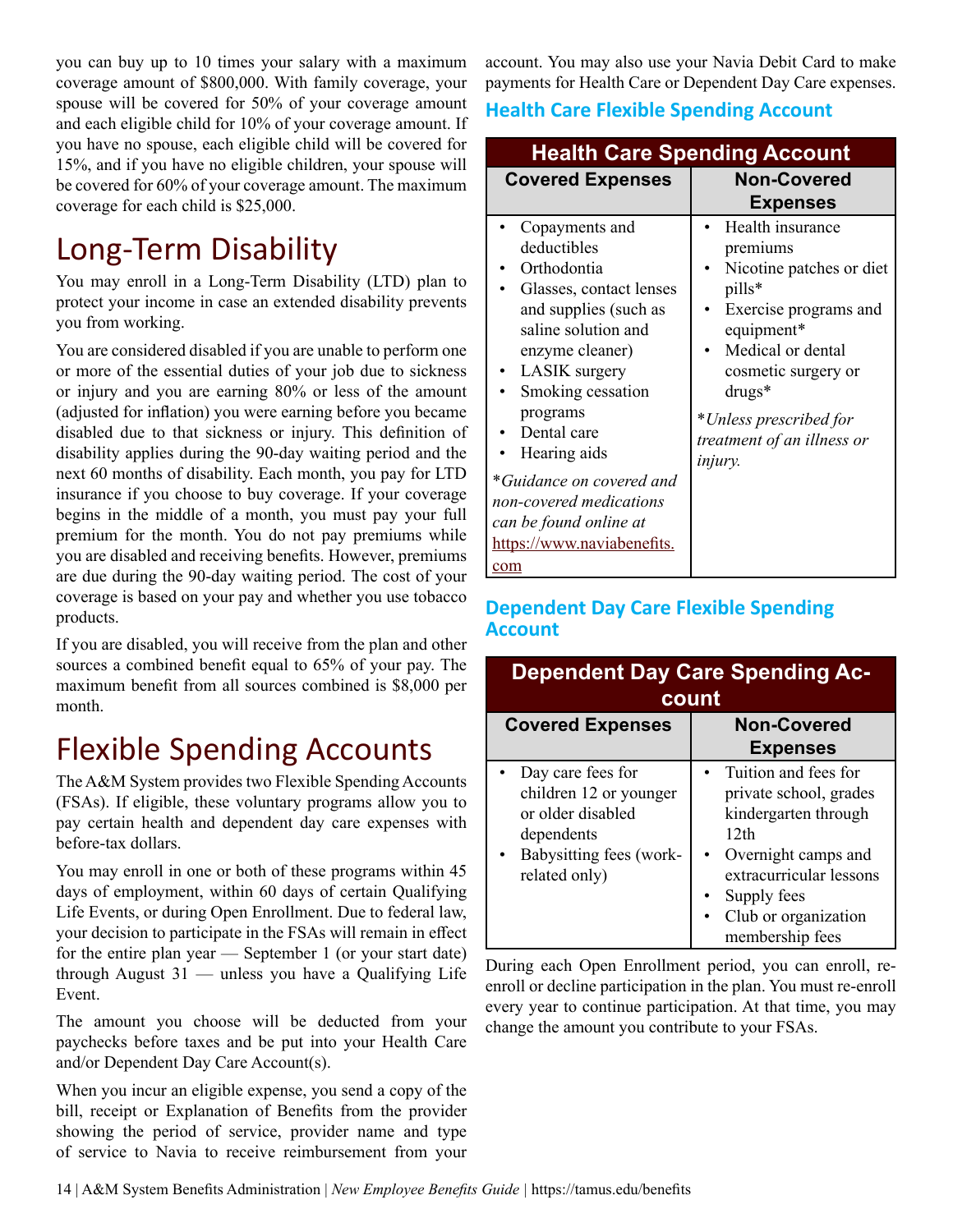you can buy up to 10 times your salary with a maximum coverage amount of $800,000. With family coverage, your spouse will be covered for 50% of your coverage amount and each eligible child for 10% of your coverage amount. If you have no spouse, each eligible child will be covered for 15%, and if you have no eligible children, your spouse will be covered for 60% of your coverage amount. The maximum coverage for each child is $25,000.

# Long-Term Disability

You may enroll in a Long-Term Disability (LTD) plan to protect your income in case an extended disability prevents you from working.

You are considered disabled if you are unable to perform one or more of the essential duties of your job due to sickness or injury and you are earning 80% or less of the amount (adjusted for inflation) you were earning before you became disabled due to that sickness or injury. This definition of disability applies during the 90-day waiting period and the next 60 months of disability. Each month, you pay for LTD insurance if you choose to buy coverage. If your coverage begins in the middle of a month, you must pay your full premium for the month. You do not pay premiums while you are disabled and receiving benefits. However, premiums are due during the 90-day waiting period. The cost of your coverage is based on your pay and whether you use tobacco products.

If you are disabled, you will receive from the plan and other sources a combined benefit equal to 65% of your pay. The maximum benefit from all sources combined is $8,000 per month.

# Flexible Spending Accounts

The A&M System provides two Flexible Spending Accounts (FSAs). If eligible, these voluntary programs allow you to pay certain health and dependent day care expenses with before-tax dollars.

You may enroll in one or both of these programs within 45 days of employment, within 60 days of certain Qualifying Life Events, or during Open Enrollment. Due to federal law, your decision to participate in the FSAs will remain in effect for the entire plan year — September 1 (or your start date) through August 31 — unless you have a Qualifying Life Event.

The amount you choose will be deducted from your paychecks before taxes and be put into your Health Care and/or Dependent Day Care Account(s).

When you incur an eligible expense, you send a copy of the bill, receipt or Explanation of Benefits from the provider showing the period of service, provider name and type of service to Navia to receive reimbursement from your account. You may also use your Navia Debit Card to make payments for Health Care or Dependent Day Care expenses.

## Health Care Flexible Spending Account

| Health Care Spending Account | |
|---|---|
| **Covered Expenses** | **Non-Covered Expenses** |
| • Copayments and deductibles<br>• Orthodontia<br>• Glasses, contact lenses and supplies (such as saline solution and enzyme cleaner)<br>• LASIK surgery<br>• Smoking cessation programs<br>• Dental care<br>• Hearing aids<br><br>*Guidance on covered and non-covered medications can be found online at https://www.naviabenefits.com* | • Health insurance premiums<br>• Nicotine patches or diet pills*<br>• Exercise programs and equipment*<br>• Medical or dental cosmetic surgery or drugs*<br><br>*\*Unless prescribed for treatment of an illness or injury.* |

## Dependent Day Care Flexible Spending Account

| Dependent Day Care Spending Account | |
|---|---|
| **Covered Expenses** | **Non-Covered Expenses** |
| • Day care fees for children 12 or younger or older disabled dependents<br>• Babysitting fees (work-related only) | • Tuition and fees for private school, grades kindergarten through 12th<br>• Overnight camps and extracurricular lessons<br>• Supply fees<br>• Club or organization membership fees |

During each Open Enrollment period, you can enroll, re-enroll or decline participation in the plan. You must re-enroll every year to continue participation. At that time, you may change the amount you contribute to your FSAs.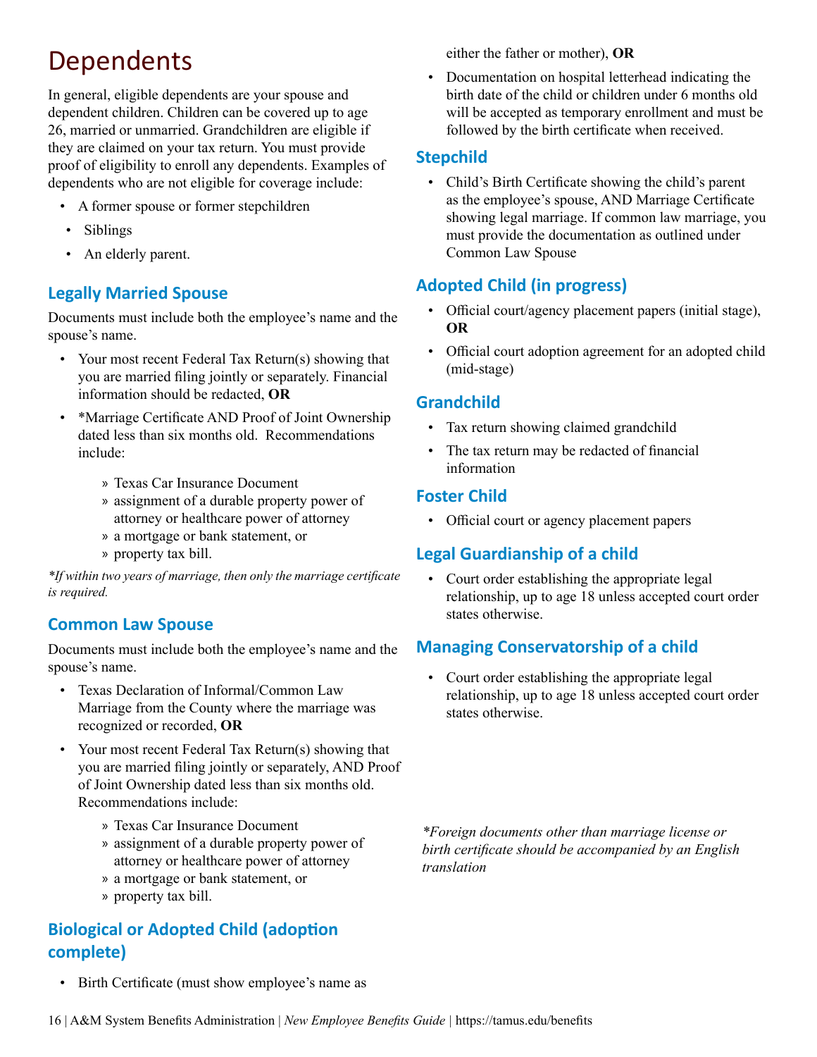# Dependents

In general, eligible dependents are your spouse and dependent children. Children can be covered up to age 26, married or unmarried. Grandchildren are eligible if they are claimed on your tax return. You must provide proof of eligibility to enroll any dependents. Examples of dependents who are not eligible for coverage include:

- A former spouse or former stepchildren
- Siblings
- An elderly parent.

## Legally Married Spouse

Documents must include both the employee's name and the spouse's name.

- Your most recent Federal Tax Return(s) showing that you are married filing jointly or separately. Financial information should be redacted, **OR**
- *Marriage Certificate AND Proof of Joint Ownership dated less than six months old. Recommendations include:
  - Texas Car Insurance Document
  - assignment of a durable property power of attorney or healthcare power of attorney
  - a mortgage or bank statement, or
  - property tax bill.

*\*If within two years of marriage, then only the marriage certificate is required.*

## Common Law Spouse

Documents must include both the employee's name and the spouse's name.

- Texas Declaration of Informal/Common Law Marriage from the County where the marriage was recognized or recorded, **OR**
- Your most recent Federal Tax Return(s) showing that you are married filing jointly or separately, AND Proof of Joint Ownership dated less than six months old. Recommendations include:
  - Texas Car Insurance Document
  - assignment of a durable property power of attorney or healthcare power of attorney
  - a mortgage or bank statement, or
  - property tax bill.

## Biological or Adopted Child (adoption complete)

- Birth Certificate (must show employee's name as either the father or mother), **OR**
- Documentation on hospital letterhead indicating the birth date of the child or children under 6 months old will be accepted as temporary enrollment and must be followed by the birth certificate when received.

## Stepchild

- Child's Birth Certificate showing the child's parent as the employee's spouse, AND Marriage Certificate showing legal marriage. If common law marriage, you must provide the documentation as outlined under Common Law Spouse

## Adopted Child (in progress)

- Official court/agency placement papers (initial stage), **OR**
- Official court adoption agreement for an adopted child (mid-stage)

## Grandchild

- Tax return showing claimed grandchild
- The tax return may be redacted of financial information

## Foster Child

- Official court or agency placement papers

## Legal Guardianship of a child

- Court order establishing the appropriate legal relationship, up to age 18 unless accepted court order states otherwise.

## Managing Conservatorship of a child

- Court order establishing the appropriate legal relationship, up to age 18 unless accepted court order states otherwise.

*\*Foreign documents other than marriage license or birth certificate should be accompanied by an English translation*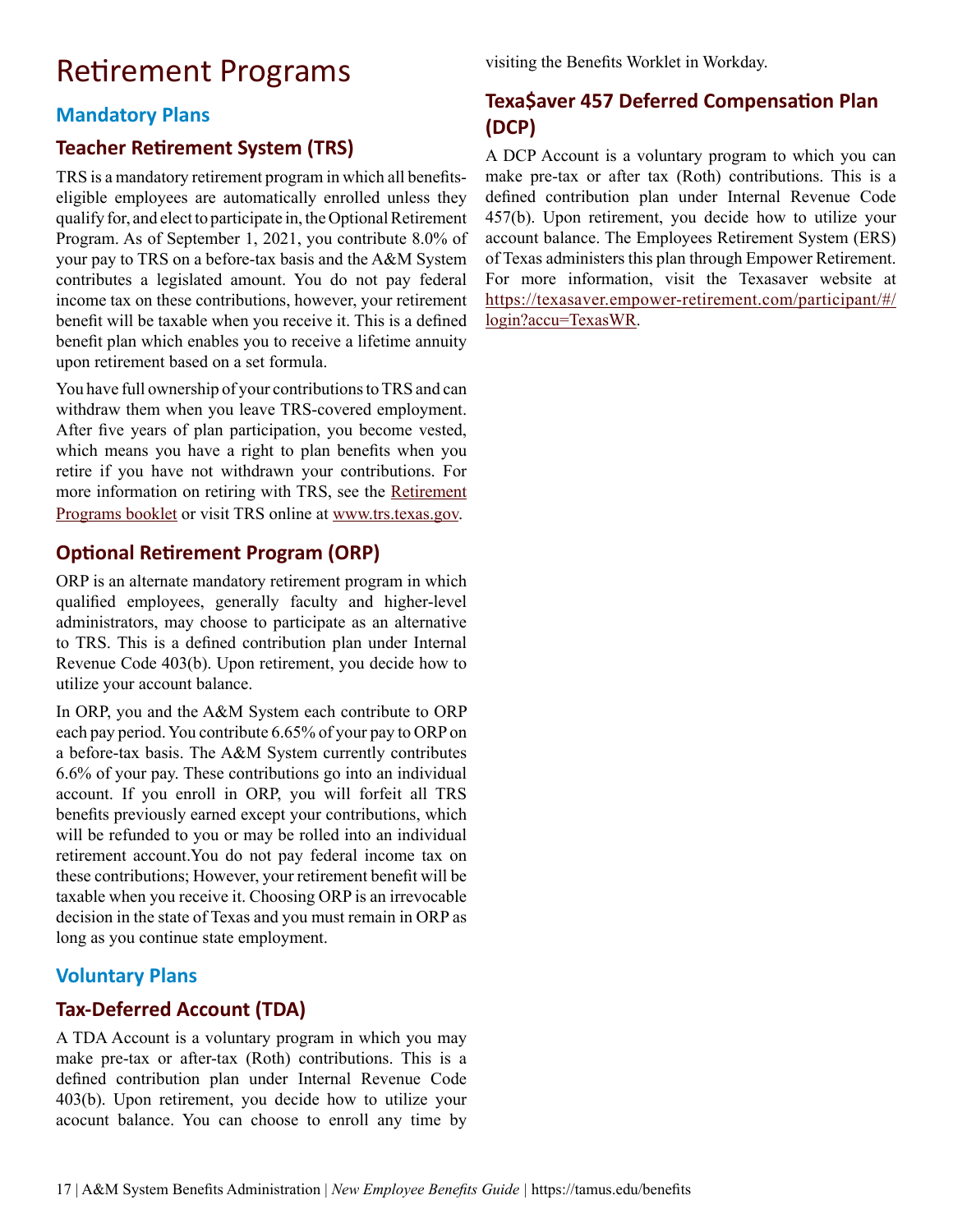# Retirement Programs

## Mandatory Plans

### Teacher Retirement System (TRS)

TRS is a mandatory retirement program in which all benefits-eligible employees are automatically enrolled unless they qualify for, and elect to participate in, the Optional Retirement Program. As of September 1, 2021, you contribute 8.0% of your pay to TRS on a before-tax basis and the A&M System contributes a legislated amount. You do not pay federal income tax on these contributions, however, your retirement benefit will be taxable when you receive it. This is a defined benefit plan which enables you to receive a lifetime annuity upon retirement based on a set formula.

You have full ownership of your contributions to TRS and can withdraw them when you leave TRS-covered employment. After five years of plan participation, you become vested, which means you have a right to plan benefits when you retire if you have not withdrawn your contributions. For more information on retiring with TRS, see the Retirement Programs booklet or visit TRS online at www.trs.texas.gov.

### Optional Retirement Program (ORP)

ORP is an alternate mandatory retirement program in which qualified employees, generally faculty and higher-level administrators, may choose to participate as an alternative to TRS. This is a defined contribution plan under Internal Revenue Code 403(b). Upon retirement, you decide how to utilize your account balance.

In ORP, you and the A&M System each contribute to ORP each pay period. You contribute 6.65% of your pay to ORP on a before-tax basis. The A&M System currently contributes 6.6% of your pay. These contributions go into an individual account. If you enroll in ORP, you will forfeit all TRS benefits previously earned except your contributions, which will be refunded to you or may be rolled into an individual retirement account.You do not pay federal income tax on these contributions; However, your retirement benefit will be taxable when you receive it. Choosing ORP is an irrevocable decision in the state of Texas and you must remain in ORP as long as you continue state employment.

## Voluntary Plans

### Tax-Deferred Account (TDA)

A TDA Account is a voluntary program in which you may make pre-tax or after-tax (Roth) contributions. This is a defined contribution plan under Internal Revenue Code 403(b). Upon retirement, you decide how to utilize your acocunt balance. You can choose to enroll any time by visiting the Benefits Worklet in Workday.

### Texa$aver 457 Deferred Compensation Plan (DCP)

A DCP Account is a voluntary program to which you can make pre-tax or after tax (Roth) contributions. This is a defined contribution plan under Internal Revenue Code 457(b). Upon retirement, you decide how to utilize your account balance. The Employees Retirement System (ERS) of Texas administers this plan through Empower Retirement. For more information, visit the Texasaver website at https://texasaver.empower-retirement.com/participant/#/login?accu=TexasWR.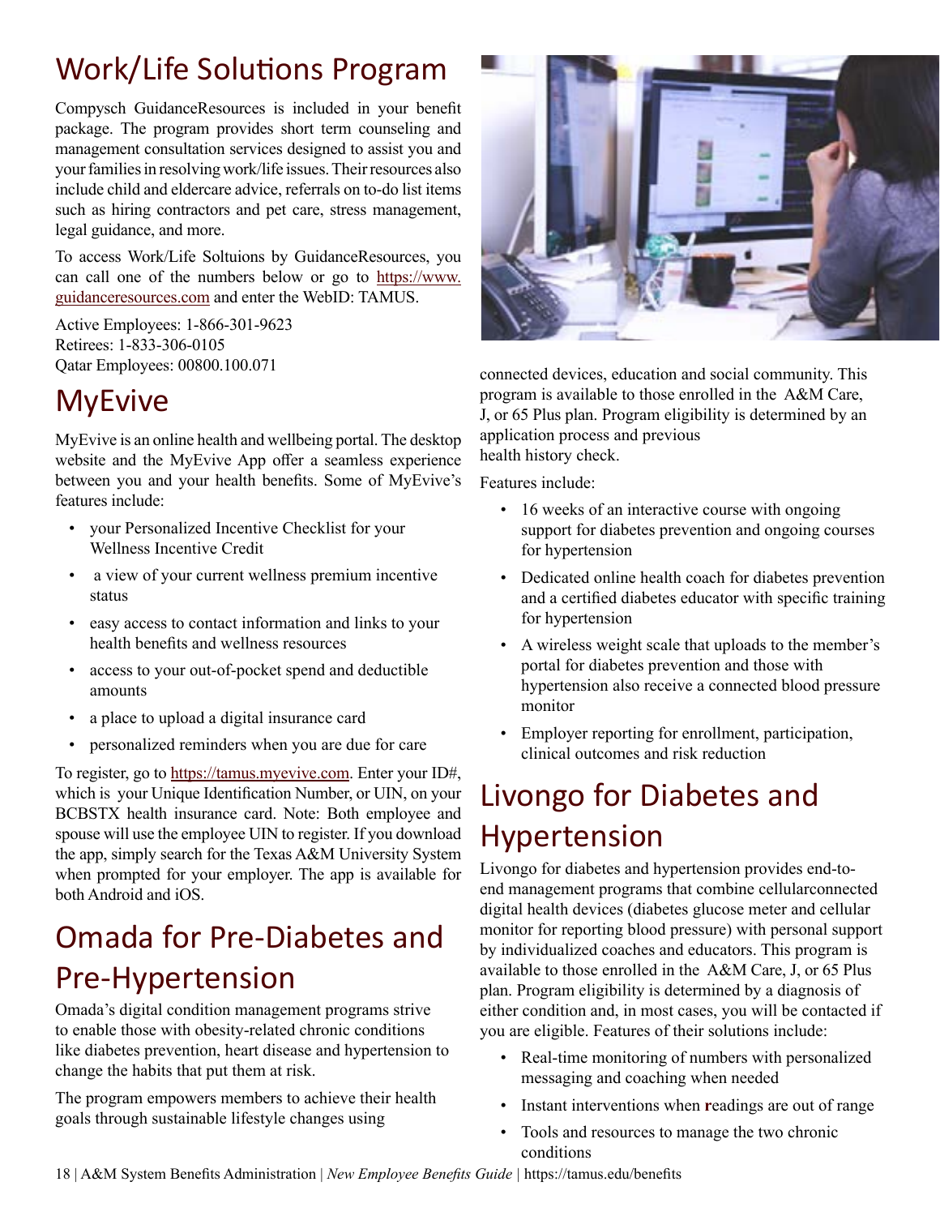## Work/Life Solutions Program

Compysch GuidanceResources is included in your benefit package. The program provides short term counseling and management consultation services designed to assist you and your families in resolving work/life issues. Their resources also include child and eldercare advice, referrals on to-do list items such as hiring contractors and pet care, stress management, legal guidance, and more.

To access Work/Life Soltuions by GuidanceResources, you can call one of the numbers below or go to https://www.guidanceresources.com and enter the WebID: TAMUS.

Active Employees: 1-866-301-9623
Retirees: 1-833-306-0105
Qatar Employees: 00800.100.071

## MyEvive

MyEvive is an online health and wellbeing portal. The desktop website and the MyEvive App offer a seamless experience between you and your health benefits. Some of MyEvive's features include:

- your Personalized Incentive Checklist for your Wellness Incentive Credit
- a view of your current wellness premium incentive status
- easy access to contact information and links to your health benefits and wellness resources
- access to your out-of-pocket spend and deductible amounts
- a place to upload a digital insurance card
- personalized reminders when you are due for care

To register, go to https://tamus.myevive.com. Enter your ID#, which is your Unique Identification Number, or UIN, on your BCBSTX health insurance card. Note: Both employee and spouse will use the employee UIN to register. If you download the app, simply search for the Texas A&M University System when prompted for your employer. The app is available for both Android and iOS.

## Omada for Pre-Diabetes and Pre-Hypertension

Omada's digital condition management programs strive to enable those with obesity-related chronic conditions like diabetes prevention, heart disease and hypertension to change the habits that put them at risk.

The program empowers members to achieve their health goals through sustainable lifestyle changes using connected devices, education and social community. This program is available to those enrolled in the A&M Care, J, or 65 Plus plan. Program eligibility is determined by an application process and previous health history check.

Features include:

- 16 weeks of an interactive course with ongoing support for diabetes prevention and ongoing courses for hypertension
- Dedicated online health coach for diabetes prevention and a certified diabetes educator with specific training for hypertension
- A wireless weight scale that uploads to the member's portal for diabetes prevention and those with hypertension also receive a connected blood pressure monitor
- Employer reporting for enrollment, participation, clinical outcomes and risk reduction

## Livongo for Diabetes and Hypertension

Livongo for diabetes and hypertension provides end-to-end management programs that combine cellularconnected digital health devices (diabetes glucose meter and cellular monitor for reporting blood pressure) with personal support by individualized coaches and educators. This program is available to those enrolled in the A&M Care, J, or 65 Plus plan. Program eligibility is determined by a diagnosis of either condition and, in most cases, you will be contacted if you are eligible. Features of their solutions include:

- Real-time monitoring of numbers with personalized messaging and coaching when needed
- Instant interventions when readings are out of range
- Tools and resources to manage the two chronic conditions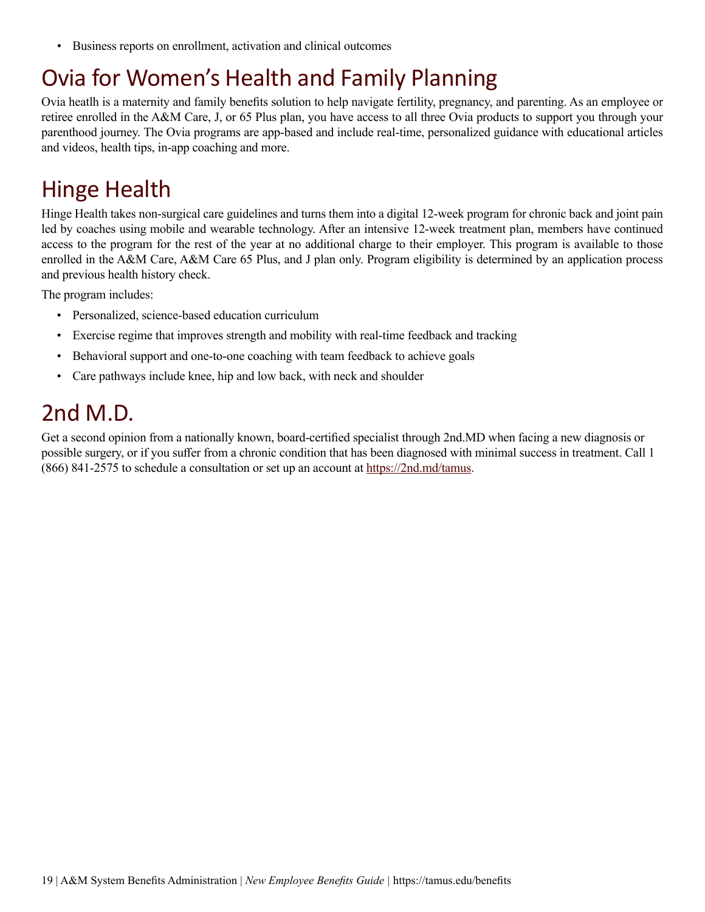- Business reports on enrollment, activation and clinical outcomes

## Ovia for Women's Health and Family Planning

Ovia heatlh is a maternity and family benefits solution to help navigate fertility, pregnancy, and parenting. As an employee or retiree enrolled in the A&M Care, J, or 65 Plus plan, you have access to all three Ovia products to support you through your parenthood journey. The Ovia programs are app-based and include real-time, personalized guidance with educational articles and videos, health tips, in-app coaching and more.

## Hinge Health

Hinge Health takes non-surgical care guidelines and turns them into a digital 12-week program for chronic back and joint pain led by coaches using mobile and wearable technology. After an intensive 12-week treatment plan, members have continued access to the program for the rest of the year at no additional charge to their employer. This program is available to those enrolled in the A&M Care, A&M Care 65 Plus, and J plan only. Program eligibility is determined by an application process and previous health history check.

The program includes:

- Personalized, science-based education curriculum
- Exercise regime that improves strength and mobility with real-time feedback and tracking
- Behavioral support and one-to-one coaching with team feedback to achieve goals
- Care pathways include knee, hip and low back, with neck and shoulder

## 2nd M.D.

Get a second opinion from a nationally known, board-certified specialist through 2nd.MD when facing a new diagnosis or possible surgery, or if you suffer from a chronic condition that has been diagnosed with minimal success in treatment. Call 1 (866) 841-2575 to schedule a consultation or set up an account at https://2nd.md/tamus.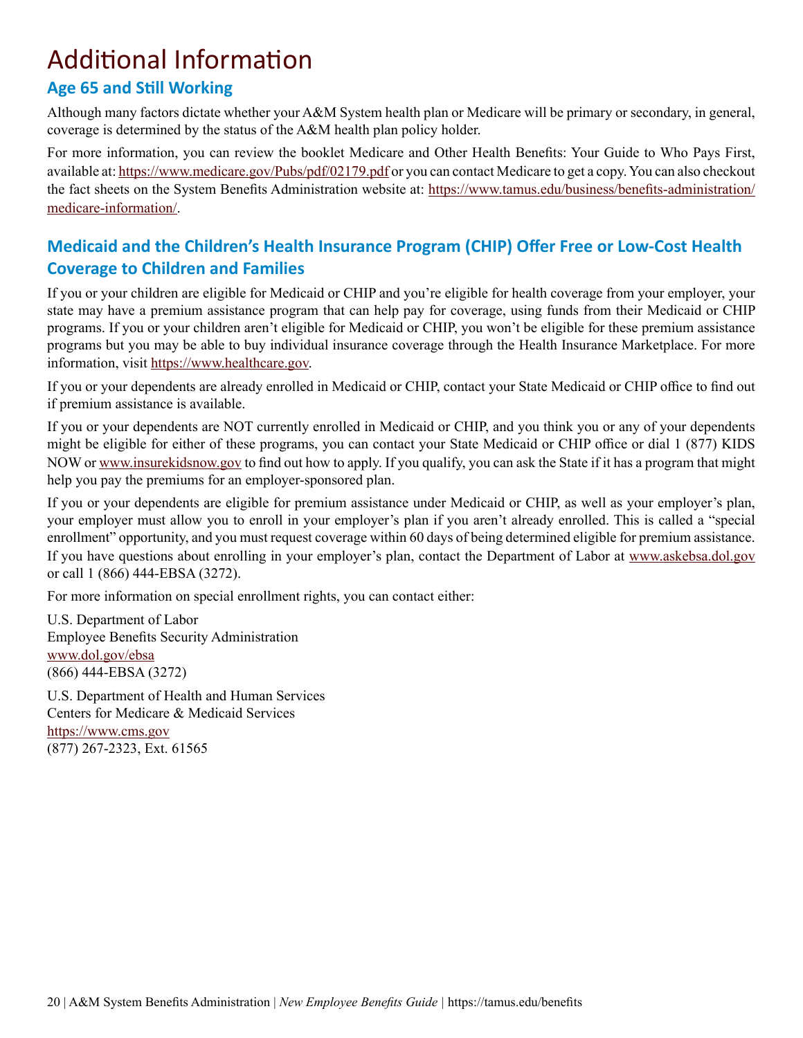# Additional Information

## Age 65 and Still Working

Although many factors dictate whether your A&M System health plan or Medicare will be primary or secondary, in general, coverage is determined by the status of the A&M health plan policy holder.

For more information, you can review the booklet Medicare and Other Health Benefits: Your Guide to Who Pays First, available at: https://www.medicare.gov/Pubs/pdf/02179.pdf or you can contact Medicare to get a copy. You can also checkout the fact sheets on the System Benefits Administration website at: https://www.tamus.edu/business/benefits-administration/medicare-information/.

## Medicaid and the Children's Health Insurance Program (CHIP) Offer Free or Low-Cost Health Coverage to Children and Families

If you or your children are eligible for Medicaid or CHIP and you're eligible for health coverage from your employer, your state may have a premium assistance program that can help pay for coverage, using funds from their Medicaid or CHIP programs. If you or your children aren't eligible for Medicaid or CHIP, you won't be eligible for these premium assistance programs but you may be able to buy individual insurance coverage through the Health Insurance Marketplace. For more information, visit https://www.healthcare.gov.

If you or your dependents are already enrolled in Medicaid or CHIP, contact your State Medicaid or CHIP office to find out if premium assistance is available.

If you or your dependents are NOT currently enrolled in Medicaid or CHIP, and you think you or any of your dependents might be eligible for either of these programs, you can contact your State Medicaid or CHIP office or dial 1 (877) KIDS NOW or www.insurekidsnow.gov to find out how to apply. If you qualify, you can ask the State if it has a program that might help you pay the premiums for an employer-sponsored plan.

If you or your dependents are eligible for premium assistance under Medicaid or CHIP, as well as your employer's plan, your employer must allow you to enroll in your employer's plan if you aren't already enrolled. This is called a "special enrollment" opportunity, and you must request coverage within 60 days of being determined eligible for premium assistance. If you have questions about enrolling in your employer's plan, contact the Department of Labor at www.askebsa.dol.gov or call 1 (866) 444-EBSA (3272).

For more information on special enrollment rights, you can contact either:

U.S. Department of Labor
Employee Benefits Security Administration
www.dol.gov/ebsa
(866) 444-EBSA (3272)

U.S. Department of Health and Human Services
Centers for Medicare & Medicaid Services
https://www.cms.gov
(877) 267-2323, Ext. 61565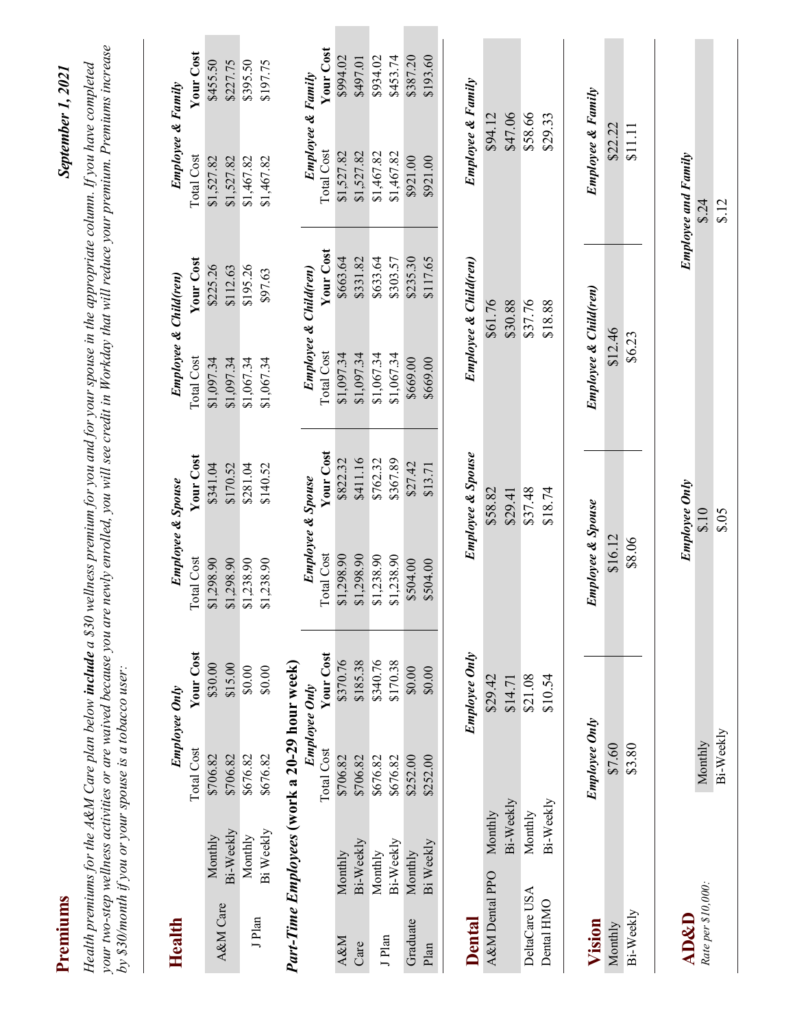# Premiums

*September 1, 2021*

*Health premiums for the A&M Care plan below **include** a $30 wellness premium for you and for your spouse in the appropriate column. If you have completed your two-step wellness activities or are waived because you are newly enrolled, you will see credit in Workday that will reduce your premium. Premiums increase by $30/month if you or your spouse is a tobacco user:*

## Health

| | | *Employee Only* | | *Employee & Spouse* | | *Employee & Child(ren)* | | *Employee & Family* | |
|---|---|---|---|---|---|---|---|---|---|
| | | Total Cost | **Your Cost** | Total Cost | **Your Cost** | Total Cost | **Your Cost** | Total Cost | **Your Cost** |
| A&M Care | Monthly | $706.82 | $30.00 | $1,298.90 | $341.04 | $1,097.34 | $225.26 | $1,527.82 | $455.50 |
| | Bi-Weekly | $706.82 | $15.00 | $1,298.90 | $170.52 | $1,097.34 | $112.63 | $1,527.82 | $227.75 |
| J Plan | Monthly | $676.82 | $0.00 | $1,238.90 | $281.04 | $1,067.34 | $195.26 | $1,467.82 | $395.50 |
| | Bi Weekly | $676.82 | $0.00 | $1,238.90 | $140.52 | $1,067.34 | $97.63 | $1,467.82 | $197.75 |

### *Part-Time Employees* (work a 20-29 hour week)

| | | *Employee Only* | | *Employee & Spouse* | | *Employee & Child(ren)* | | *Employee & Family* | |
|---|---|---|---|---|---|---|---|---|---|
| | | Total Cost | **Your Cost** | Total Cost | **Your Cost** | Total Cost | **Your Cost** | Total Cost | **Your Cost** |
| A&M Care | Monthly | $706.82 | $370.76 | $1,298.90 | $822.32 | $1,097.34 | $663.64 | $1,527.82 | $994.02 |
| | Bi-Weekly | $706.82 | $185.38 | $1,298.90 | $411.16 | $1,097.34 | $331.82 | $1,527.82 | $497.01 |
| J Plan | Monthly | $676.82 | $340.76 | $1,238.90 | $762.32 | $1,067.34 | $633.64 | $1,467.82 | $934.02 |
| | Bi-Weekly | $676.82 | $170.38 | $1,238.90 | $367.89 | $1,067.34 | $303.57 | $1,467.82 | $453.74 |
| Graduate Plan | Monthly | $252.00 | $0.00 | $504.00 | $27.42 | $669.00 | $235.30 | $921.00 | $387.20 |
| | Bi Weekly | $252.00 | $0.00 | $504.00 | $13.71 | $669.00 | $117.65 | $921.00 | $193.60 |

## Dental

| | | *Employee Only* | *Employee & Spouse* | *Employee & Child(ren)* | *Employee & Family* |
|---|---|---|---|---|---|
| A&M Dental PPO | Monthly | $29.42 | $58.82 | $61.76 | $94.12 |
| | Bi-Weekly | $14.71 | $29.41 | $30.88 | $47.06 |
| DeltaCare USA Dental HMO | Monthly | $21.08 | $37.48 | $37.76 | $58.66 |
| | Bi-Weekly | $10.54 | $18.74 | $18.88 | $29.33 |

## Vision

| | *Employee Only* | *Employee & Spouse* | *Employee & Child(ren)* | *Employee & Family* |
|---|---|---|---|---|
| Monthly | $7.60 | $16.12 | $12.46 | $22.22 |
| Bi-Weekly | $3.80 | $8.06 | $6.23 | $11.11 |

## AD&D

*Rate per $10,000:*

| | *Employee Only* | *Employee and Family* |
|---|---|---|
| Monthly | $.10 | $.24 |
| Bi-Weekly | $.05 | $.12 |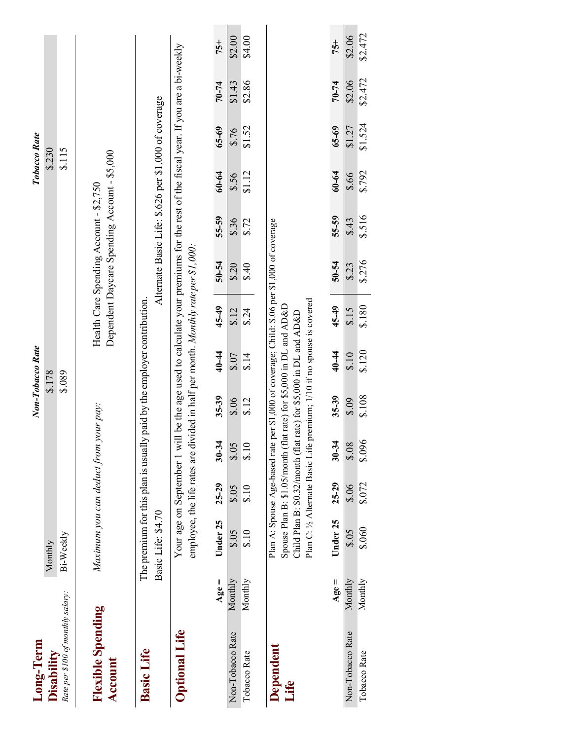## Long-Term Disability

*Rate per $100 of monthly salary:*

| | *Non-Tobacco Rate* | *Tobacco Rate* |
|---|---|---|
| Monthly | $.178 | $.230 |
| Bi-Weekly | $.089 | $.115 |

## Flexible Spending Account

*Maximum you can deduct from your pay:*

Health Care Spending Account - $2,750

Dependent Daycare Spending Account - $5,000

## Basic Life

The premium for this plan is usually paid by the employer contribution.

Basic Life: $4.70

Alternate Basic Life: $.626 per $1,000 of coverage

## Optional Life

Your age on September 1 will be the age used to calculate your premiums for the rest of the fiscal year. If you are a bi-weekly employee, the life rates are divided in half per month. *Monthly rate per $1,000:*

| | Age = | Under 25 | 25-29 | 30-34 | 35-39 | 40-44 | 45-49 | 50-54 | 55-59 | 60-64 | 65-69 | 70-74 | 75+ |
|---|---|---|---|---|---|---|---|---|---|---|---|---|---|
| Non-Tobacco Rate | Monthly | $.05 | $.05 | $.05 | $.06 | $.07 | $.12 | $.20 | $.36 | $.56 | $.76 | $1.43 | $2.00 |
| Tobacco Rate | Monthly | $.10 | $.10 | $.10 | $.12 | $.14 | $.24 | $.40 | $.72 | $1.12 | $1.52 | $2.86 | $4.00 |

## Dependent Life

Plan A: Spouse Age-based rate per $1,000 of coverage; Child: $.06 per $1,000 of coverage

Spouse Plan B: $1.05/month (flat rate) for $5,000 in DL and AD&D

Child Plan B: $0.32/month (flat rate) for $5,000 in DL and AD&D

Plan C: ½ Alternate Basic Life premium; 1/10 if no spouse is covered

| | Age = | Under 25 | 25-29 | 30-34 | 35-39 | 40-44 | 45-49 | 50-54 | 55-59 | 60-64 | 65-69 | 70-74 | 75+ |
|---|---|---|---|---|---|---|---|---|---|---|---|---|---|
| Non-Tobacco Rate | Monthly | $.05 | $.06 | $.08 | $.09 | $.10 | $.15 | $.23 | $.43 | $.66 | $1.27 | $2.06 | $2.06 |
| Tobacco Rate | Monthly | $.060 | $.072 | $.096 | $.108 | $.120 | $.180 | $.276 | $.516 | $.792 | $1.524 | $2.472 | $2.472 |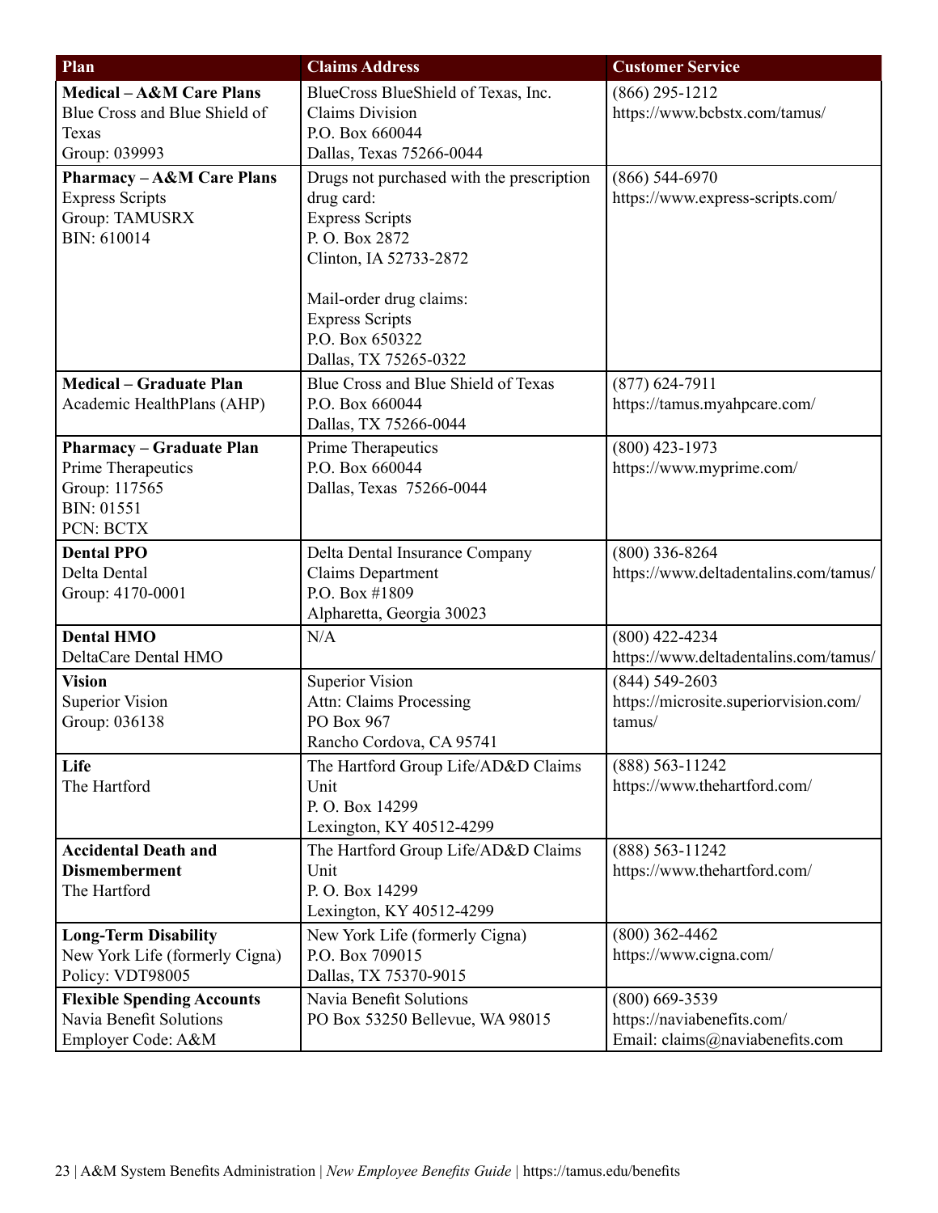| Plan | Claims Address | Customer Service |
|---|---|---|
| **Medical – A&M Care Plans**<br>Blue Cross and Blue Shield of Texas<br>Group: 039993 | BlueCross BlueShield of Texas, Inc.<br>Claims Division<br>P.O. Box 660044<br>Dallas, Texas 75266-0044 | (866) 295-1212<br>https://www.bcbstx.com/tamus/ |
| **Pharmacy – A&M Care Plans**<br>Express Scripts<br>Group: TAMUSRX<br>BIN: 610014 | Drugs not purchased with the prescription drug card:<br>Express Scripts<br>P. O. Box 2872<br>Clinton, IA 52733-2872<br><br>Mail-order drug claims:<br>Express Scripts<br>P.O. Box 650322<br>Dallas, TX 75265-0322 | (866) 544-6970<br>https://www.express-scripts.com/ |
| **Medical – Graduate Plan**<br>Academic HealthPlans (AHP) | Blue Cross and Blue Shield of Texas<br>P.O. Box 660044<br>Dallas, TX 75266-0044 | (877) 624-7911<br>https://tamus.myahpcare.com/ |
| **Pharmacy – Graduate Plan**<br>Prime Therapeutics<br>Group: 117565<br>BIN: 01551<br>PCN: BCTX | Prime Therapeutics<br>P.O. Box 660044<br>Dallas, Texas 75266-0044 | (800) 423-1973<br>https://www.myprime.com/ |
| **Dental PPO**<br>Delta Dental<br>Group: 4170-0001 | Delta Dental Insurance Company<br>Claims Department<br>P.O. Box #1809<br>Alpharetta, Georgia 30023 | (800) 336-8264<br>https://www.deltadentalins.com/tamus/ |
| **Dental HMO**<br>DeltaCare Dental HMO | N/A | (800) 422-4234<br>https://www.deltadentalins.com/tamus/ |
| **Vision**<br>Superior Vision<br>Group: 036138 | Superior Vision<br>Attn: Claims Processing<br>PO Box 967<br>Rancho Cordova, CA 95741 | (844) 549-2603<br>https://microsite.superiorvision.com/tamus/ |
| **Life**<br>The Hartford | The Hartford Group Life/AD&D Claims Unit<br>P. O. Box 14299<br>Lexington, KY 40512-4299 | (888) 563-11242<br>https://www.thehartford.com/ |
| **Accidental Death and Dismemberment**<br>The Hartford | The Hartford Group Life/AD&D Claims Unit<br>P. O. Box 14299<br>Lexington, KY 40512-4299 | (888) 563-11242<br>https://www.thehartford.com/ |
| **Long-Term Disability**<br>New York Life (formerly Cigna)<br>Policy: VDT98005 | New York Life (formerly Cigna)<br>P.O. Box 709015<br>Dallas, TX 75370-9015 | (800) 362-4462<br>https://www.cigna.com/ |
| **Flexible Spending Accounts**<br>Navia Benefit Solutions<br>Employer Code: A&M | Navia Benefit Solutions<br>PO Box 53250 Bellevue, WA 98015 | (800) 669-3539<br>https://naviabenefits.com/<br>Email: claims@naviabenefits.com |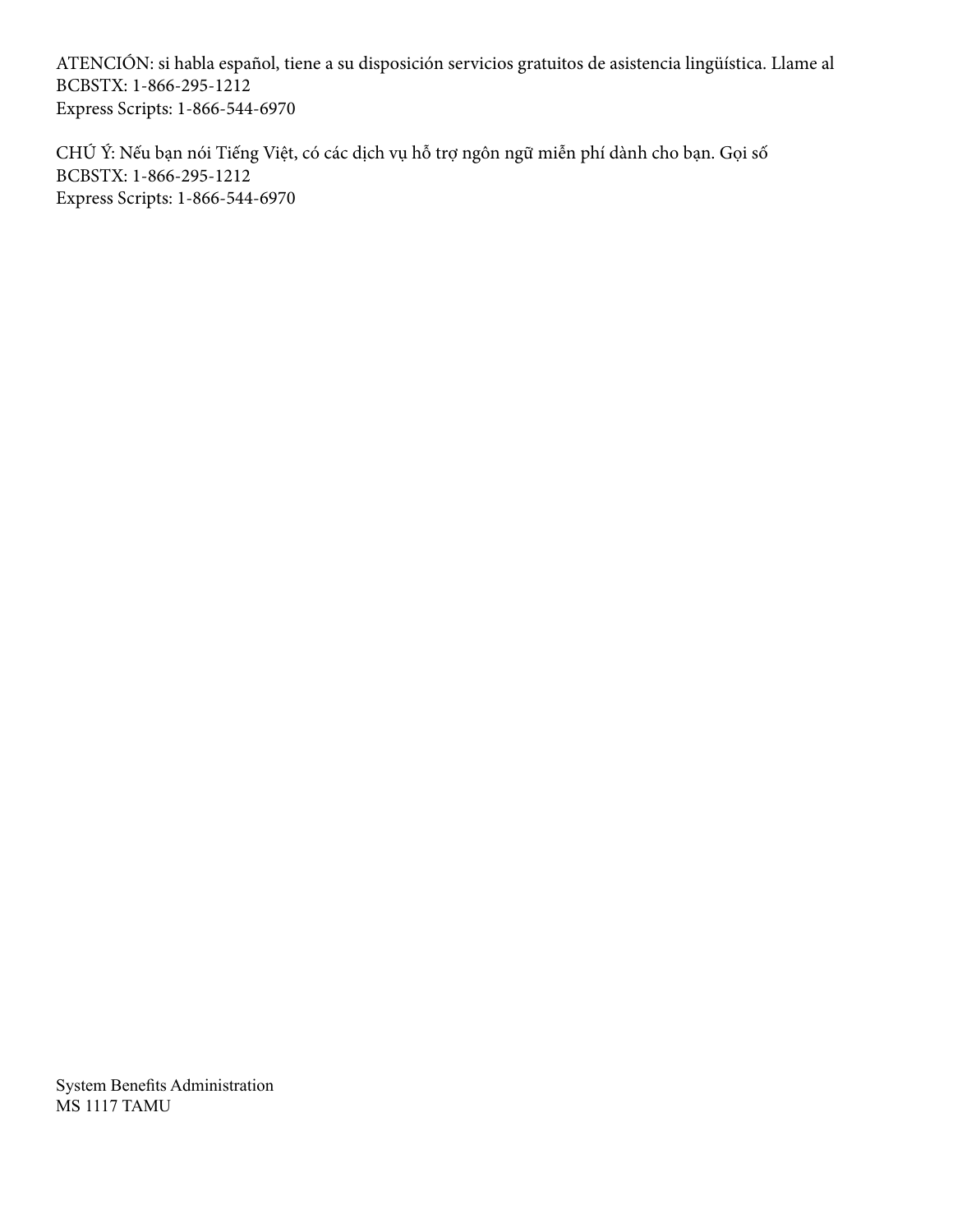ATENCIÓN: si habla español, tiene a su disposición servicios gratuitos de asistencia lingüística. Llame al
BCBSTX: 1-866-295-1212
Express Scripts: 1-866-544-6970

CHÚ Ý: Nếu bạn nói Tiếng Việt, có các dịch vụ hỗ trợ ngôn ngữ miễn phí dành cho bạn. Gọi số
BCBSTX: 1-866-295-1212
Express Scripts: 1-866-544-6970

System Benefits Administration
MS 1117 TAMU